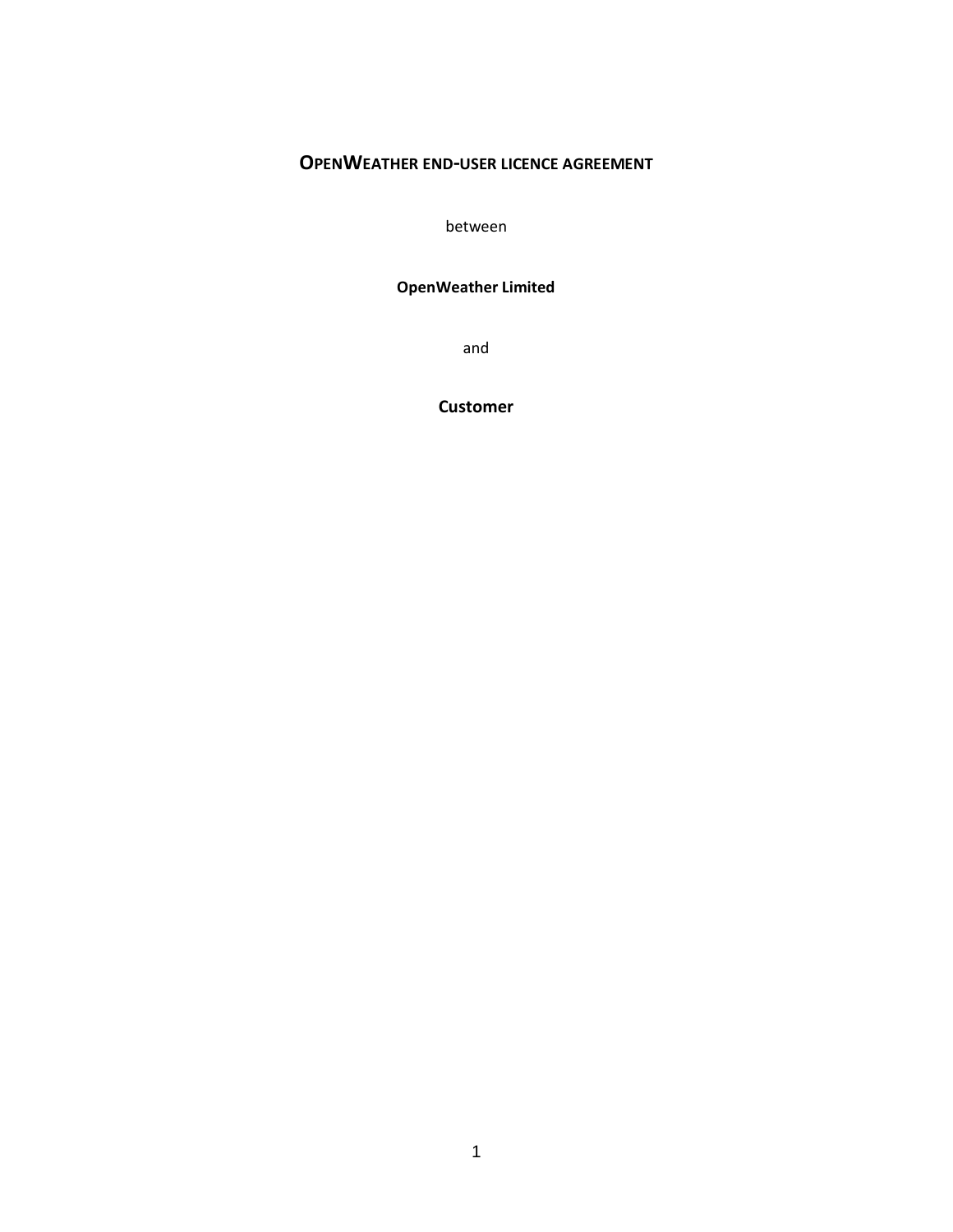# OPENWEATHER END-USER LICENCE AGREEMENT

between

**OpenWeather Limited**

and

**Customer**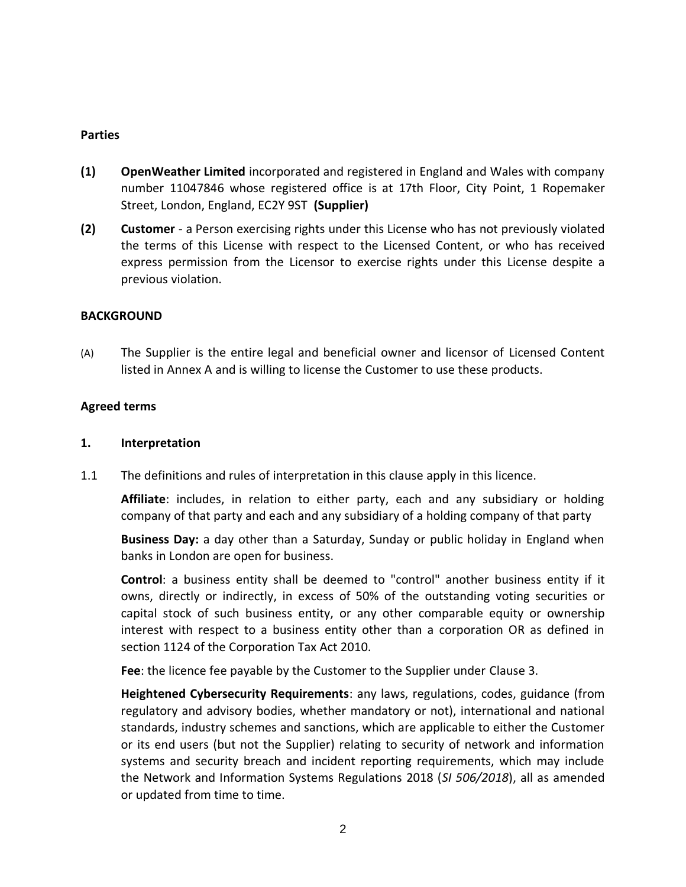**Parties**

**(1)** **OpenWeather Limited** incorporated and registered in England and Wales with company number 11047846 whose registered office is at 17th Floor, City Point, 1 Ropemaker Street, London, England, EC2Y 9ST **(Supplier)**

**(2)** **Customer** - a Person exercising rights under this License who has not previously violated the terms of this License with respect to the Licensed Content, or who has received express permission from the Licensor to exercise rights under this License despite a previous violation.

**BACKGROUND**

(A) The Supplier is the entire legal and beneficial owner and licensor of Licensed Content listed in Annex A and is willing to license the Customer to use these products.

**Agreed terms**

**1. Interpretation**

1.1 The definitions and rules of interpretation in this clause apply in this licence.

**Affiliate**: includes, in relation to either party, each and any subsidiary or holding company of that party and each and any subsidiary of a holding company of that party

**Business Day:** a day other than a Saturday, Sunday or public holiday in England when banks in London are open for business.

**Control**: a business entity shall be deemed to "control" another business entity if it owns, directly or indirectly, in excess of 50% of the outstanding voting securities or capital stock of such business entity, or any other comparable equity or ownership interest with respect to a business entity other than a corporation OR as defined in section 1124 of the Corporation Tax Act 2010.

**Fee**: the licence fee payable by the Customer to the Supplier under Clause 3.

**Heightened Cybersecurity Requirements**: any laws, regulations, codes, guidance (from regulatory and advisory bodies, whether mandatory or not), international and national standards, industry schemes and sanctions, which are applicable to either the Customer or its end users (but not the Supplier) relating to security of network and information systems and security breach and incident reporting requirements, which may include the Network and Information Systems Regulations 2018 (*SI 506/2018*), all as amended or updated from time to time.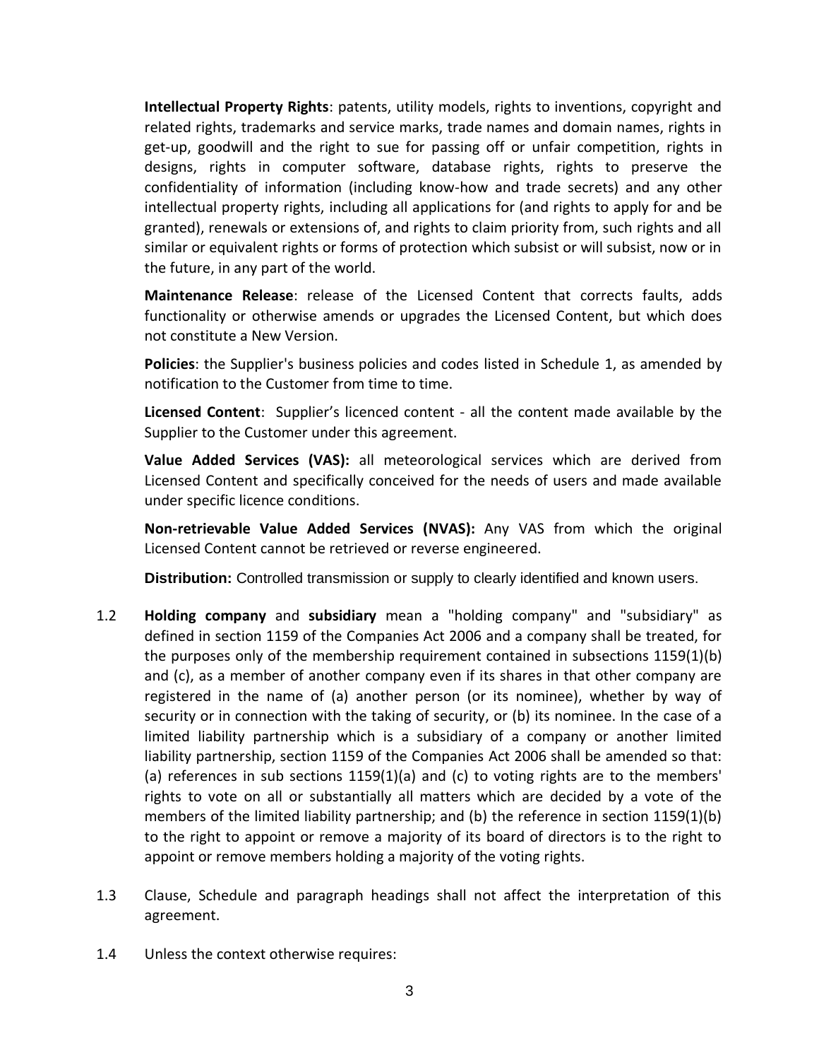**Intellectual Property Rights**: patents, utility models, rights to inventions, copyright and related rights, trademarks and service marks, trade names and domain names, rights in get-up, goodwill and the right to sue for passing off or unfair competition, rights in designs, rights in computer software, database rights, rights to preserve the confidentiality of information (including know-how and trade secrets) and any other intellectual property rights, including all applications for (and rights to apply for and be granted), renewals or extensions of, and rights to claim priority from, such rights and all similar or equivalent rights or forms of protection which subsist or will subsist, now or in the future, in any part of the world.

**Maintenance Release**: release of the Licensed Content that corrects faults, adds functionality or otherwise amends or upgrades the Licensed Content, but which does not constitute a New Version.

**Policies**: the Supplier's business policies and codes listed in Schedule 1, as amended by notification to the Customer from time to time.

**Licensed Content**: Supplier's licenced content - all the content made available by the Supplier to the Customer under this agreement.

**Value Added Services (VAS):** all meteorological services which are derived from Licensed Content and specifically conceived for the needs of users and made available under specific licence conditions.

**Non-retrievable Value Added Services (NVAS):** Any VAS from which the original Licensed Content cannot be retrieved or reverse engineered.

**Distribution:** Controlled transmission or supply to clearly identified and known users.

1.2 **Holding company** and **subsidiary** mean a "holding company" and "subsidiary" as defined in section 1159 of the Companies Act 2006 and a company shall be treated, for the purposes only of the membership requirement contained in subsections 1159(1)(b) and (c), as a member of another company even if its shares in that other company are registered in the name of (a) another person (or its nominee), whether by way of security or in connection with the taking of security, or (b) its nominee. In the case of a limited liability partnership which is a subsidiary of a company or another limited liability partnership, section 1159 of the Companies Act 2006 shall be amended so that: (a) references in sub sections 1159(1)(a) and (c) to voting rights are to the members' rights to vote on all or substantially all matters which are decided by a vote of the members of the limited liability partnership; and (b) the reference in section 1159(1)(b) to the right to appoint or remove a majority of its board of directors is to the right to appoint or remove members holding a majority of the voting rights.

1.3 Clause, Schedule and paragraph headings shall not affect the interpretation of this agreement.

1.4 Unless the context otherwise requires: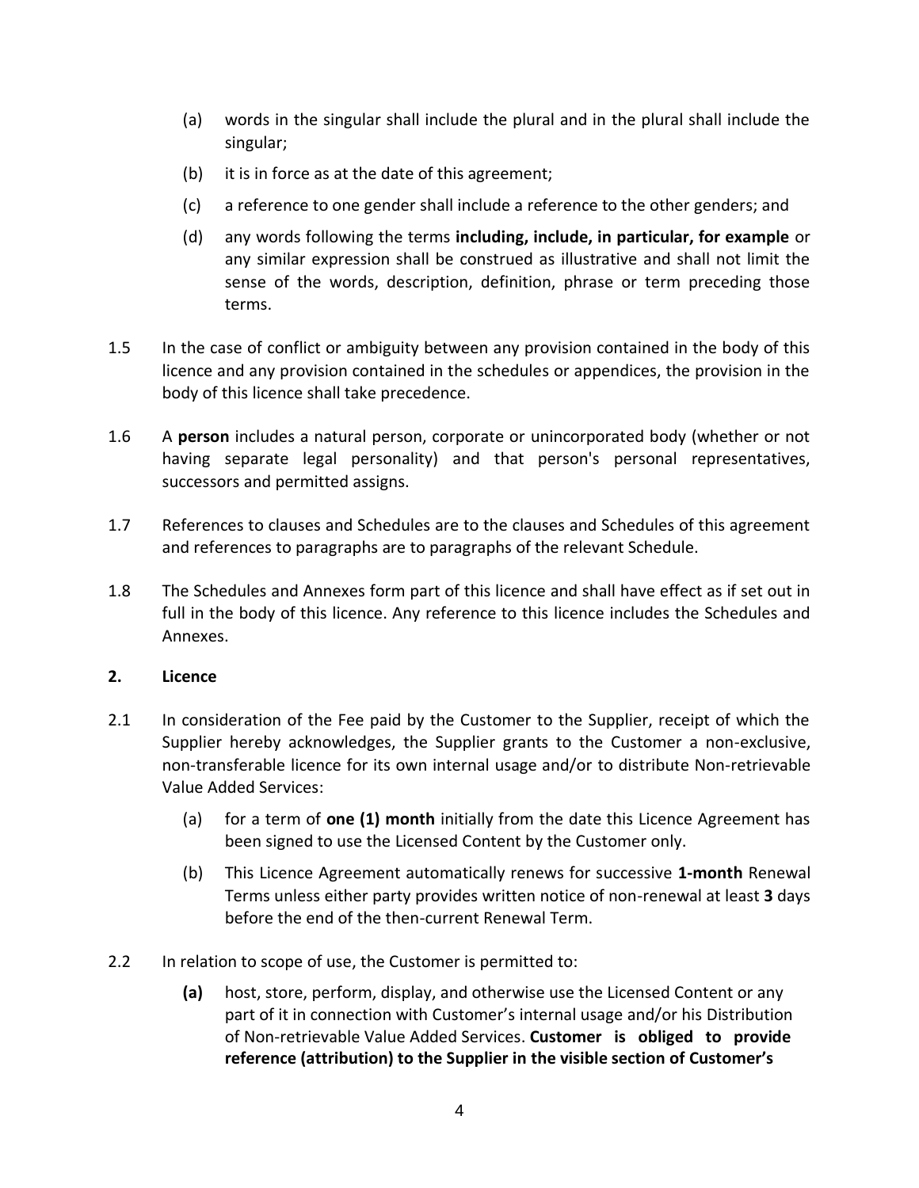(a) words in the singular shall include the plural and in the plural shall include the singular;

(b) it is in force as at the date of this agreement;

(c) a reference to one gender shall include a reference to the other genders; and

(d) any words following the terms **including, include, in particular, for example** or any similar expression shall be construed as illustrative and shall not limit the sense of the words, description, definition, phrase or term preceding those terms.

1.5 In the case of conflict or ambiguity between any provision contained in the body of this licence and any provision contained in the schedules or appendices, the provision in the body of this licence shall take precedence.

1.6 A **person** includes a natural person, corporate or unincorporated body (whether or not having separate legal personality) and that person's personal representatives, successors and permitted assigns.

1.7 References to clauses and Schedules are to the clauses and Schedules of this agreement and references to paragraphs are to paragraphs of the relevant Schedule.

1.8 The Schedules and Annexes form part of this licence and shall have effect as if set out in full in the body of this licence. Any reference to this licence includes the Schedules and Annexes.

## 2. Licence

2.1 In consideration of the Fee paid by the Customer to the Supplier, receipt of which the Supplier hereby acknowledges, the Supplier grants to the Customer a non-exclusive, non-transferable licence for its own internal usage and/or to distribute Non-retrievable Value Added Services:

(a) for a term of **one (1) month** initially from the date this Licence Agreement has been signed to use the Licensed Content by the Customer only.

(b) This Licence Agreement automatically renews for successive **1-month** Renewal Terms unless either party provides written notice of non-renewal at least **3** days before the end of the then-current Renewal Term.

2.2 In relation to scope of use, the Customer is permitted to:

**(a)** host, store, perform, display, and otherwise use the Licensed Content or any part of it in connection with Customer's internal usage and/or his Distribution of Non-retrievable Value Added Services. **Customer is obliged to provide reference (attribution) to the Supplier in the visible section of Customer's**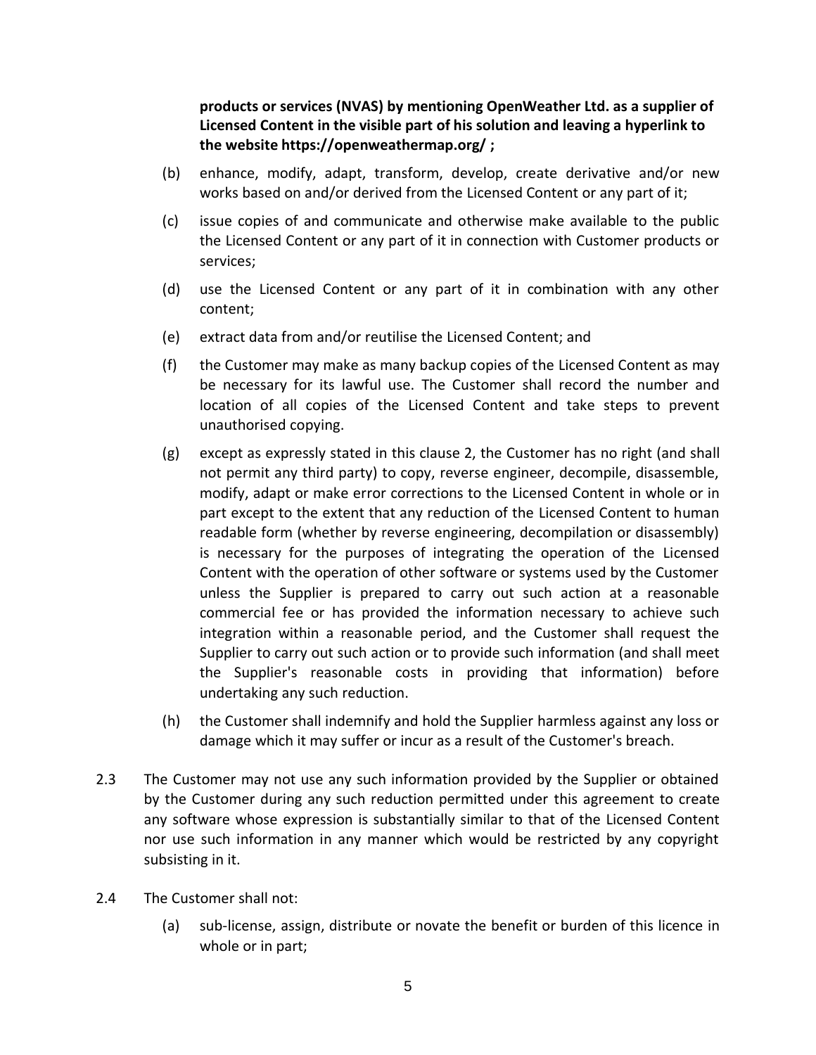**products or services (NVAS) by mentioning OpenWeather Ltd. as a supplier of Licensed Content in the visible part of his solution and leaving a hyperlink to the website https://openweathermap.org/ ;**

(b) enhance, modify, adapt, transform, develop, create derivative and/or new works based on and/or derived from the Licensed Content or any part of it;

(c) issue copies of and communicate and otherwise make available to the public the Licensed Content or any part of it in connection with Customer products or services;

(d) use the Licensed Content or any part of it in combination with any other content;

(e) extract data from and/or reutilise the Licensed Content; and

(f) the Customer may make as many backup copies of the Licensed Content as may be necessary for its lawful use. The Customer shall record the number and location of all copies of the Licensed Content and take steps to prevent unauthorised copying.

(g) except as expressly stated in this clause 2, the Customer has no right (and shall not permit any third party) to copy, reverse engineer, decompile, disassemble, modify, adapt or make error corrections to the Licensed Content in whole or in part except to the extent that any reduction of the Licensed Content to human readable form (whether by reverse engineering, decompilation or disassembly) is necessary for the purposes of integrating the operation of the Licensed Content with the operation of other software or systems used by the Customer unless the Supplier is prepared to carry out such action at a reasonable commercial fee or has provided the information necessary to achieve such integration within a reasonable period, and the Customer shall request the Supplier to carry out such action or to provide such information (and shall meet the Supplier's reasonable costs in providing that information) before undertaking any such reduction.

(h) the Customer shall indemnify and hold the Supplier harmless against any loss or damage which it may suffer or incur as a result of the Customer's breach.

2.3 The Customer may not use any such information provided by the Supplier or obtained by the Customer during any such reduction permitted under this agreement to create any software whose expression is substantially similar to that of the Licensed Content nor use such information in any manner which would be restricted by any copyright subsisting in it.

2.4 The Customer shall not:

(a) sub-license, assign, distribute or novate the benefit or burden of this licence in whole or in part;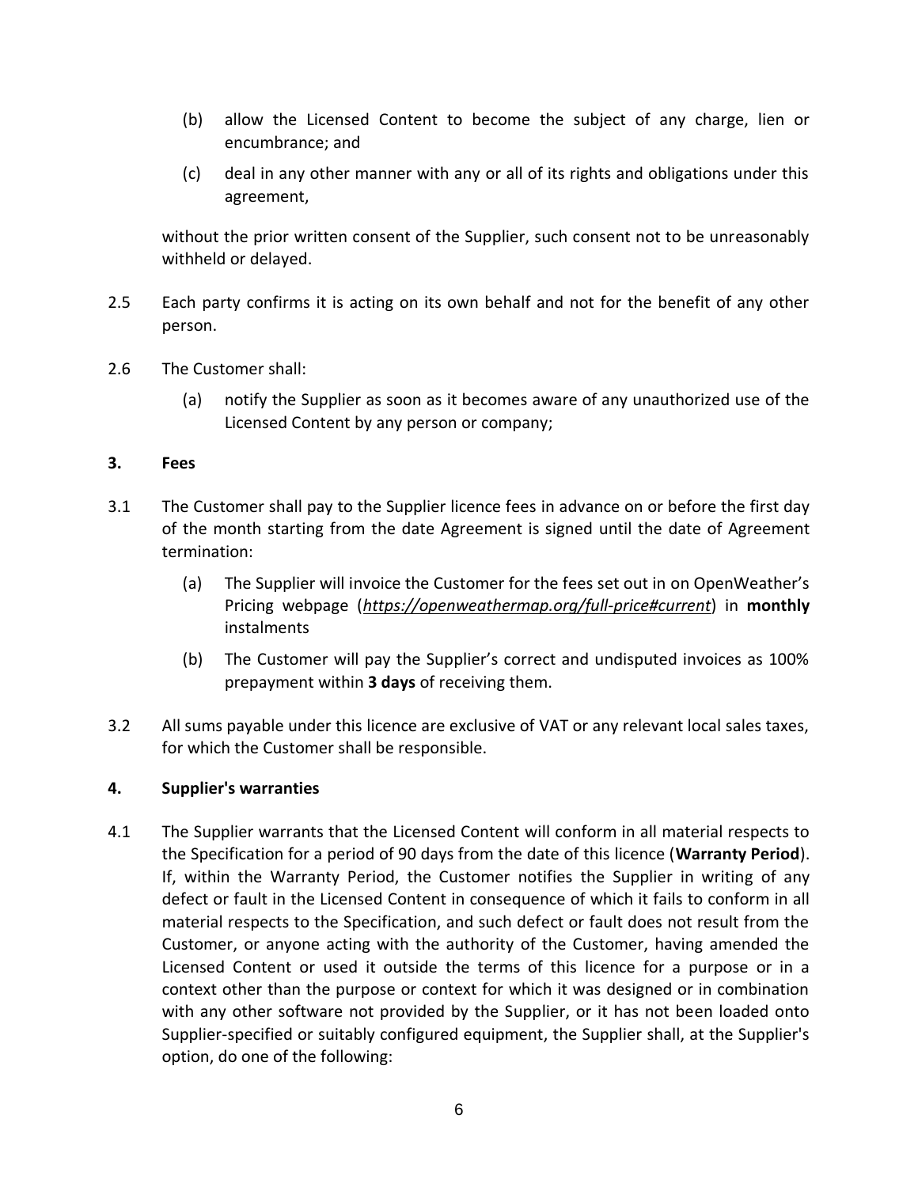(b) allow the Licensed Content to become the subject of any charge, lien or encumbrance; and

(c) deal in any other manner with any or all of its rights and obligations under this agreement,

without the prior written consent of the Supplier, such consent not to be unreasonably withheld or delayed.

2.5 Each party confirms it is acting on its own behalf and not for the benefit of any other person.

2.6 The Customer shall:

(a) notify the Supplier as soon as it becomes aware of any unauthorized use of the Licensed Content by any person or company;

**3. Fees**

3.1 The Customer shall pay to the Supplier licence fees in advance on or before the first day of the month starting from the date Agreement is signed until the date of Agreement termination:

(a) The Supplier will invoice the Customer for the fees set out in on OpenWeather's Pricing webpage (*https://openweathermap.org/full-price#current*) in **monthly** instalments

(b) The Customer will pay the Supplier's correct and undisputed invoices as 100% prepayment within **3 days** of receiving them.

3.2 All sums payable under this licence are exclusive of VAT or any relevant local sales taxes, for which the Customer shall be responsible.

**4. Supplier's warranties**

4.1 The Supplier warrants that the Licensed Content will conform in all material respects to the Specification for a period of 90 days from the date of this licence (**Warranty Period**). If, within the Warranty Period, the Customer notifies the Supplier in writing of any defect or fault in the Licensed Content in consequence of which it fails to conform in all material respects to the Specification, and such defect or fault does not result from the Customer, or anyone acting with the authority of the Customer, having amended the Licensed Content or used it outside the terms of this licence for a purpose or in a context other than the purpose or context for which it was designed or in combination with any other software not provided by the Supplier, or it has not been loaded onto Supplier-specified or suitably configured equipment, the Supplier shall, at the Supplier's option, do one of the following: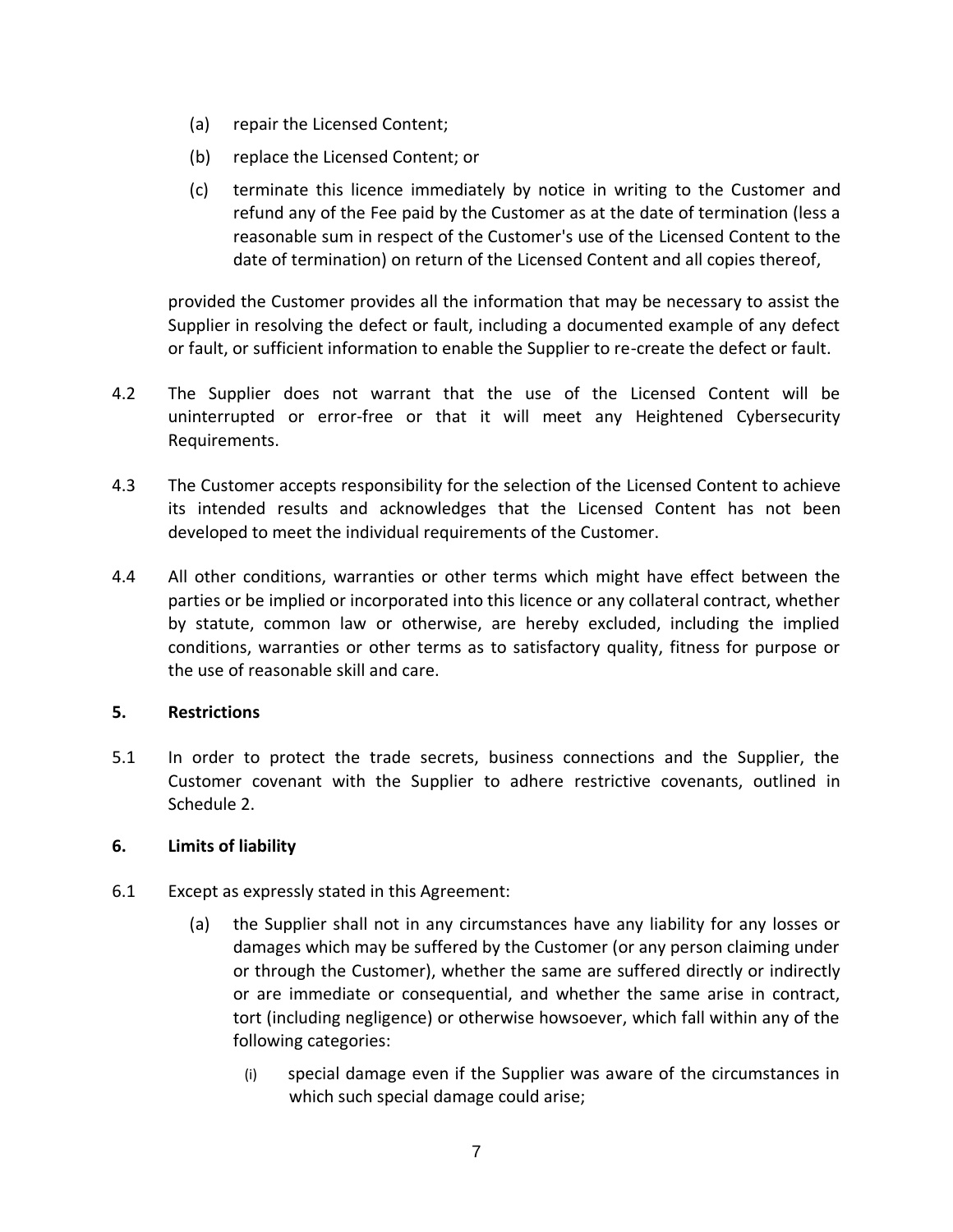(a) repair the Licensed Content;

(b) replace the Licensed Content; or

(c) terminate this licence immediately by notice in writing to the Customer and refund any of the Fee paid by the Customer as at the date of termination (less a reasonable sum in respect of the Customer's use of the Licensed Content to the date of termination) on return of the Licensed Content and all copies thereof,

provided the Customer provides all the information that may be necessary to assist the Supplier in resolving the defect or fault, including a documented example of any defect or fault, or sufficient information to enable the Supplier to re-create the defect or fault.

4.2 The Supplier does not warrant that the use of the Licensed Content will be uninterrupted or error-free or that it will meet any Heightened Cybersecurity Requirements.

4.3 The Customer accepts responsibility for the selection of the Licensed Content to achieve its intended results and acknowledges that the Licensed Content has not been developed to meet the individual requirements of the Customer.

4.4 All other conditions, warranties or other terms which might have effect between the parties or be implied or incorporated into this licence or any collateral contract, whether by statute, common law or otherwise, are hereby excluded, including the implied conditions, warranties or other terms as to satisfactory quality, fitness for purpose or the use of reasonable skill and care.

**5. Restrictions**

5.1 In order to protect the trade secrets, business connections and the Supplier, the Customer covenant with the Supplier to adhere restrictive covenants, outlined in Schedule 2.

**6. Limits of liability**

6.1 Except as expressly stated in this Agreement:

(a) the Supplier shall not in any circumstances have any liability for any losses or damages which may be suffered by the Customer (or any person claiming under or through the Customer), whether the same are suffered directly or indirectly or are immediate or consequential, and whether the same arise in contract, tort (including negligence) or otherwise howsoever, which fall within any of the following categories:

(i) special damage even if the Supplier was aware of the circumstances in which such special damage could arise;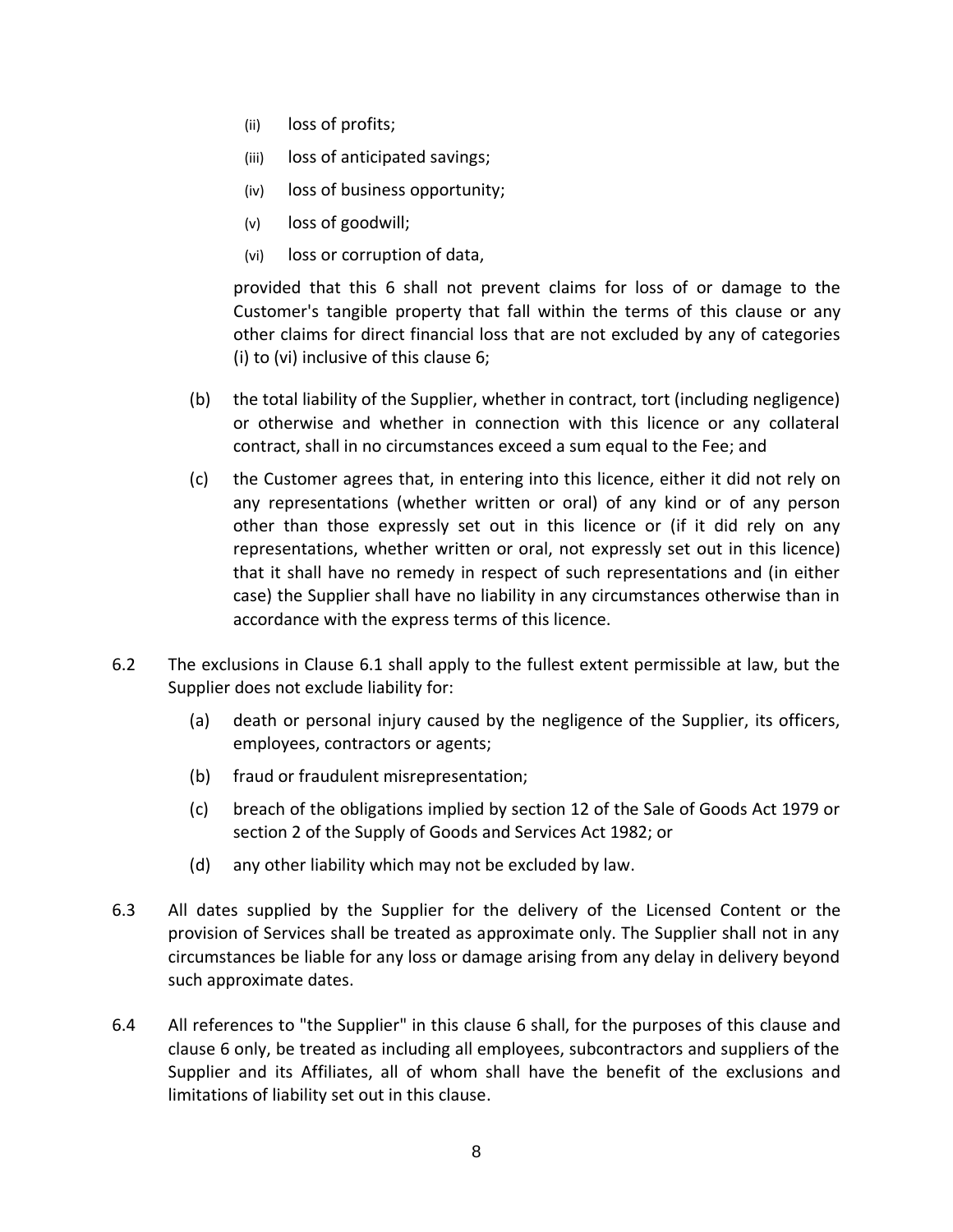(ii) loss of profits;

(iii) loss of anticipated savings;

(iv) loss of business opportunity;

(v) loss of goodwill;

(vi) loss or corruption of data,

provided that this 6 shall not prevent claims for loss of or damage to the Customer's tangible property that fall within the terms of this clause or any other claims for direct financial loss that are not excluded by any of categories (i) to (vi) inclusive of this clause 6;

(b) the total liability of the Supplier, whether in contract, tort (including negligence) or otherwise and whether in connection with this licence or any collateral contract, shall in no circumstances exceed a sum equal to the Fee; and

(c) the Customer agrees that, in entering into this licence, either it did not rely on any representations (whether written or oral) of any kind or of any person other than those expressly set out in this licence or (if it did rely on any representations, whether written or oral, not expressly set out in this licence) that it shall have no remedy in respect of such representations and (in either case) the Supplier shall have no liability in any circumstances otherwise than in accordance with the express terms of this licence.

6.2 The exclusions in Clause 6.1 shall apply to the fullest extent permissible at law, but the Supplier does not exclude liability for:

(a) death or personal injury caused by the negligence of the Supplier, its officers, employees, contractors or agents;

(b) fraud or fraudulent misrepresentation;

(c) breach of the obligations implied by section 12 of the Sale of Goods Act 1979 or section 2 of the Supply of Goods and Services Act 1982; or

(d) any other liability which may not be excluded by law.

6.3 All dates supplied by the Supplier for the delivery of the Licensed Content or the provision of Services shall be treated as approximate only. The Supplier shall not in any circumstances be liable for any loss or damage arising from any delay in delivery beyond such approximate dates.

6.4 All references to "the Supplier" in this clause 6 shall, for the purposes of this clause and clause 6 only, be treated as including all employees, subcontractors and suppliers of the Supplier and its Affiliates, all of whom shall have the benefit of the exclusions and limitations of liability set out in this clause.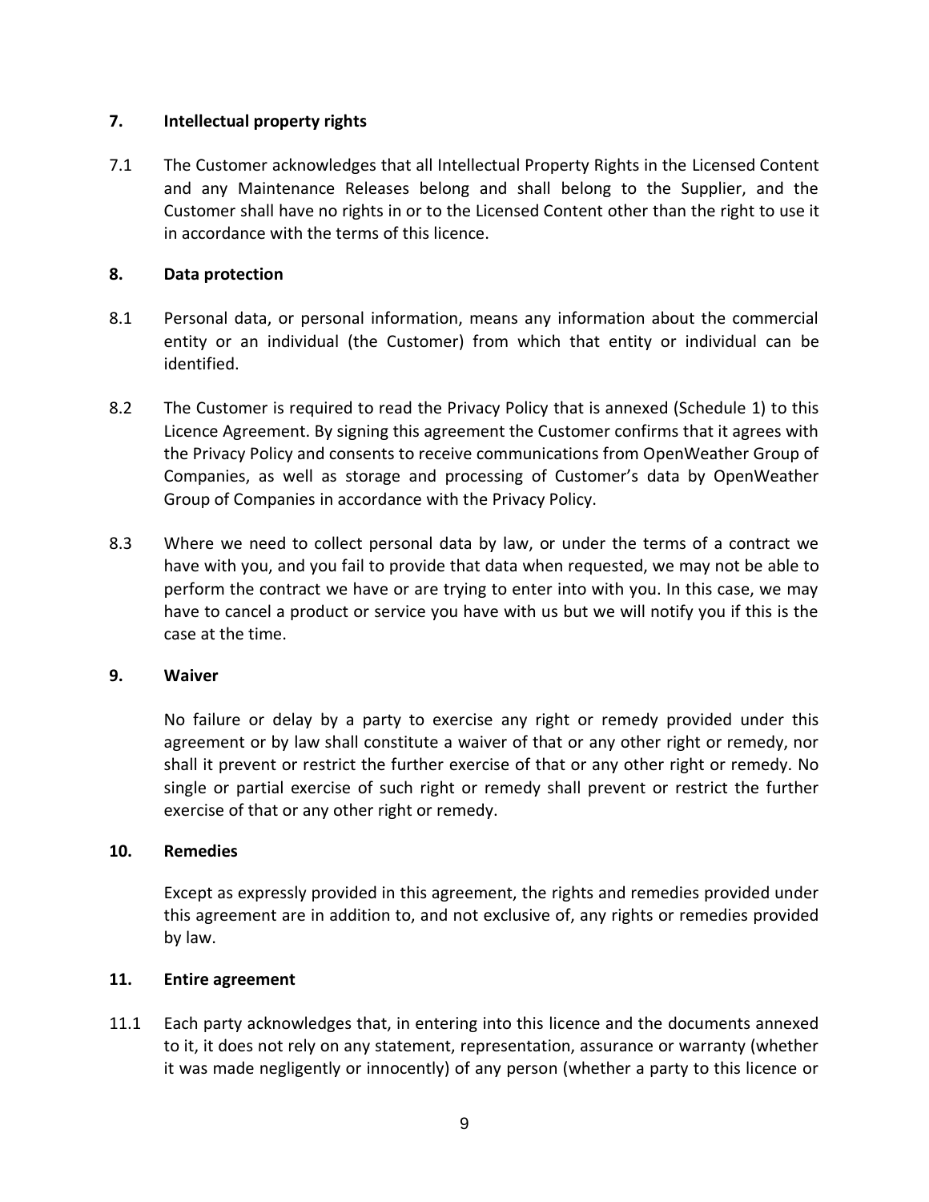## 7. Intellectual property rights

7.1 The Customer acknowledges that all Intellectual Property Rights in the Licensed Content and any Maintenance Releases belong and shall belong to the Supplier, and the Customer shall have no rights in or to the Licensed Content other than the right to use it in accordance with the terms of this licence.

## 8. Data protection

8.1 Personal data, or personal information, means any information about the commercial entity or an individual (the Customer) from which that entity or individual can be identified.

8.2 The Customer is required to read the Privacy Policy that is annexed (Schedule 1) to this Licence Agreement. By signing this agreement the Customer confirms that it agrees with the Privacy Policy and consents to receive communications from OpenWeather Group of Companies, as well as storage and processing of Customer's data by OpenWeather Group of Companies in accordance with the Privacy Policy.

8.3 Where we need to collect personal data by law, or under the terms of a contract we have with you, and you fail to provide that data when requested, we may not be able to perform the contract we have or are trying to enter into with you. In this case, we may have to cancel a product or service you have with us but we will notify you if this is the case at the time.

## 9. Waiver

No failure or delay by a party to exercise any right or remedy provided under this agreement or by law shall constitute a waiver of that or any other right or remedy, nor shall it prevent or restrict the further exercise of that or any other right or remedy. No single or partial exercise of such right or remedy shall prevent or restrict the further exercise of that or any other right or remedy.

## 10. Remedies

Except as expressly provided in this agreement, the rights and remedies provided under this agreement are in addition to, and not exclusive of, any rights or remedies provided by law.

## 11. Entire agreement

11.1 Each party acknowledges that, in entering into this licence and the documents annexed to it, it does not rely on any statement, representation, assurance or warranty (whether it was made negligently or innocently) of any person (whether a party to this licence or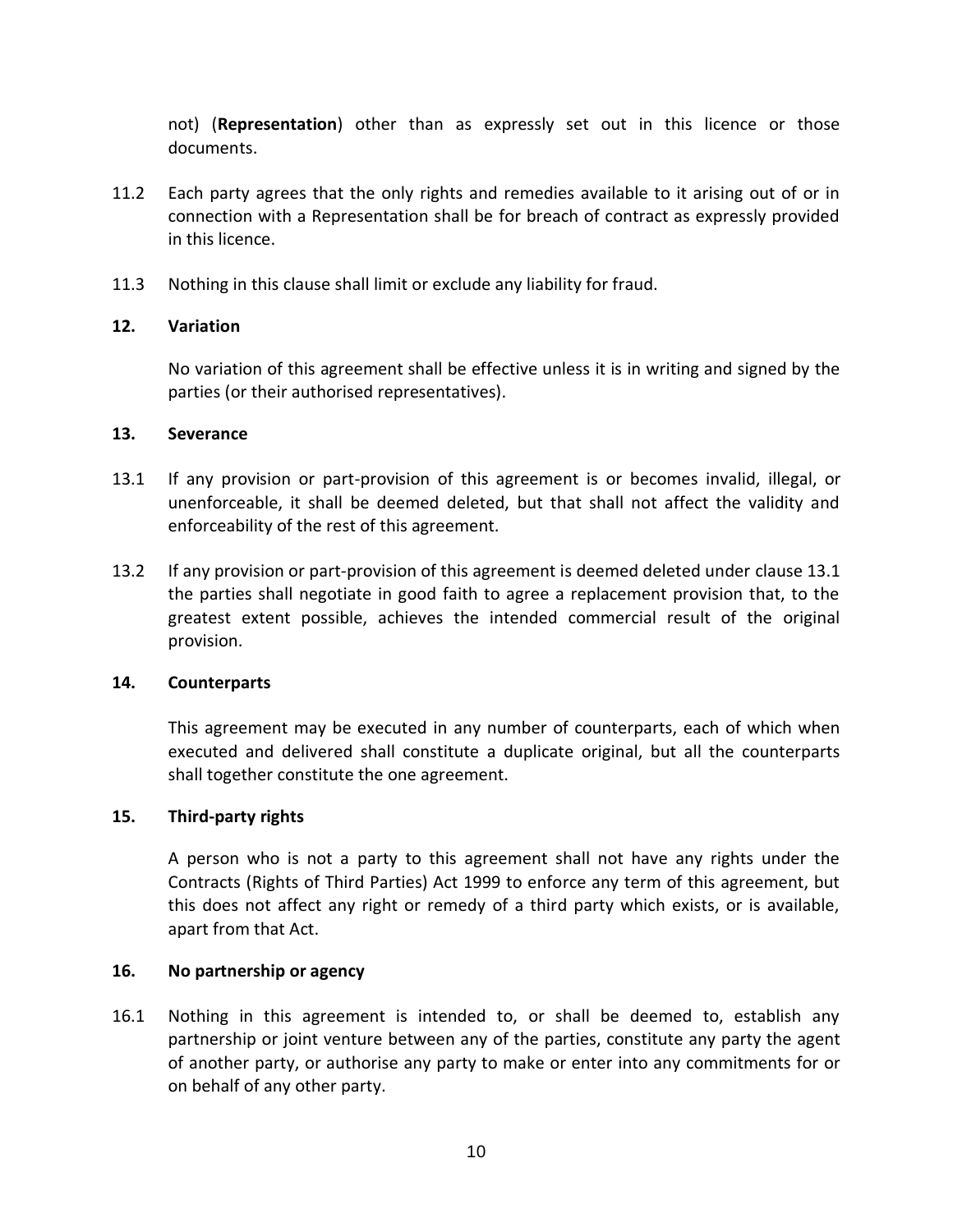not) (**Representation**) other than as expressly set out in this licence or those documents.

11.2 Each party agrees that the only rights and remedies available to it arising out of or in connection with a Representation shall be for breach of contract as expressly provided in this licence.

11.3 Nothing in this clause shall limit or exclude any liability for fraud.

**12. Variation**

No variation of this agreement shall be effective unless it is in writing and signed by the parties (or their authorised representatives).

**13. Severance**

13.1 If any provision or part-provision of this agreement is or becomes invalid, illegal, or unenforceable, it shall be deemed deleted, but that shall not affect the validity and enforceability of the rest of this agreement.

13.2 If any provision or part-provision of this agreement is deemed deleted under clause 13.1 the parties shall negotiate in good faith to agree a replacement provision that, to the greatest extent possible, achieves the intended commercial result of the original provision.

**14. Counterparts**

This agreement may be executed in any number of counterparts, each of which when executed and delivered shall constitute a duplicate original, but all the counterparts shall together constitute the one agreement.

**15. Third-party rights**

A person who is not a party to this agreement shall not have any rights under the Contracts (Rights of Third Parties) Act 1999 to enforce any term of this agreement, but this does not affect any right or remedy of a third party which exists, or is available, apart from that Act.

**16. No partnership or agency**

16.1 Nothing in this agreement is intended to, or shall be deemed to, establish any partnership or joint venture between any of the parties, constitute any party the agent of another party, or authorise any party to make or enter into any commitments for or on behalf of any other party.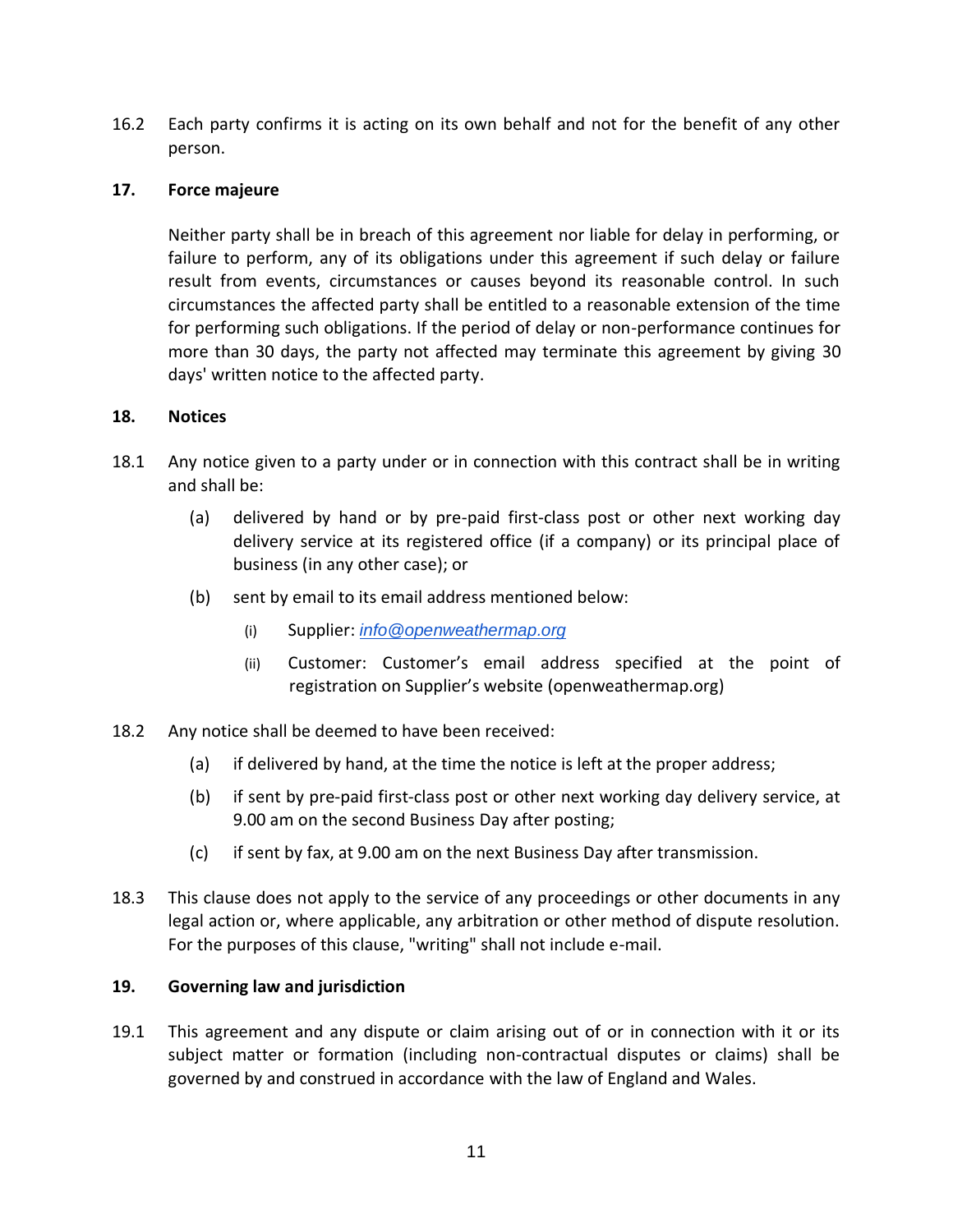16.2 Each party confirms it is acting on its own behalf and not for the benefit of any other person.

## 17. Force majeure

Neither party shall be in breach of this agreement nor liable for delay in performing, or failure to perform, any of its obligations under this agreement if such delay or failure result from events, circumstances or causes beyond its reasonable control. In such circumstances the affected party shall be entitled to a reasonable extension of the time for performing such obligations. If the period of delay or non-performance continues for more than 30 days, the party not affected may terminate this agreement by giving 30 days' written notice to the affected party.

## 18. Notices

18.1 Any notice given to a party under or in connection with this contract shall be in writing and shall be:

(a) delivered by hand or by pre-paid first-class post or other next working day delivery service at its registered office (if a company) or its principal place of business (in any other case); or

(b) sent by email to its email address mentioned below:

(i) Supplier: *info@openweathermap.org*

(ii) Customer: Customer's email address specified at the point of registration on Supplier's website (openweathermap.org)

18.2 Any notice shall be deemed to have been received:

(a) if delivered by hand, at the time the notice is left at the proper address;

(b) if sent by pre-paid first-class post or other next working day delivery service, at 9.00 am on the second Business Day after posting;

(c) if sent by fax, at 9.00 am on the next Business Day after transmission.

18.3 This clause does not apply to the service of any proceedings or other documents in any legal action or, where applicable, any arbitration or other method of dispute resolution. For the purposes of this clause, "writing" shall not include e-mail.

## 19. Governing law and jurisdiction

19.1 This agreement and any dispute or claim arising out of or in connection with it or its subject matter or formation (including non-contractual disputes or claims) shall be governed by and construed in accordance with the law of England and Wales.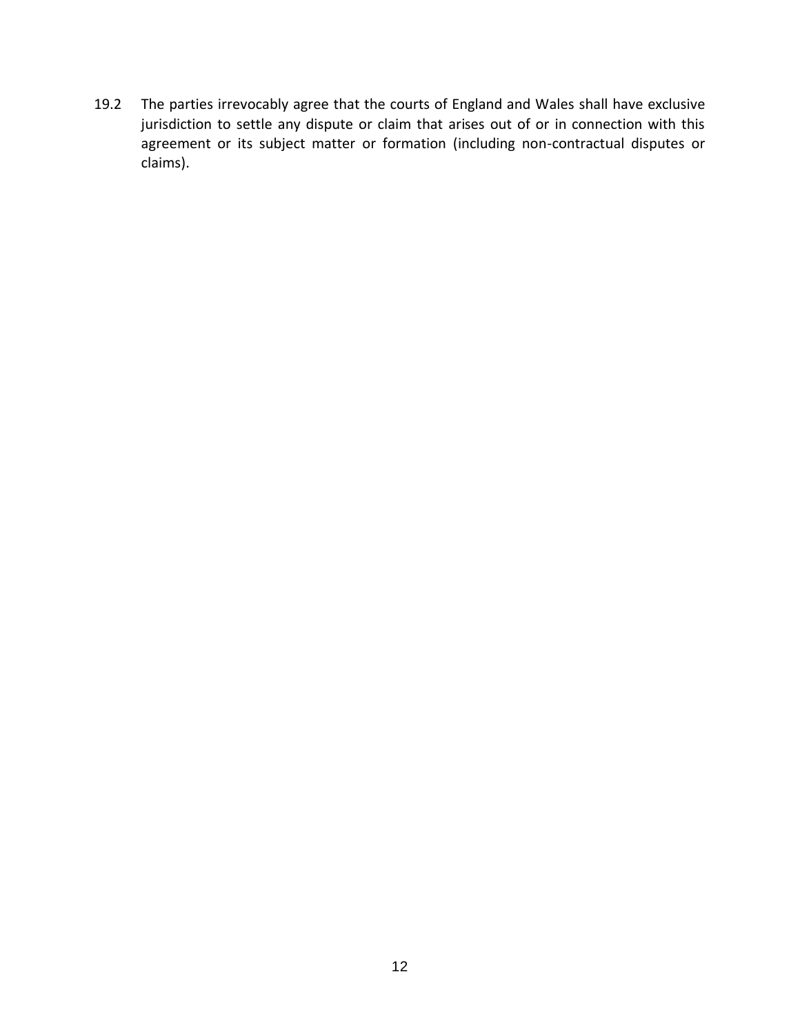19.2 The parties irrevocably agree that the courts of England and Wales shall have exclusive jurisdiction to settle any dispute or claim that arises out of or in connection with this agreement or its subject matter or formation (including non-contractual disputes or claims).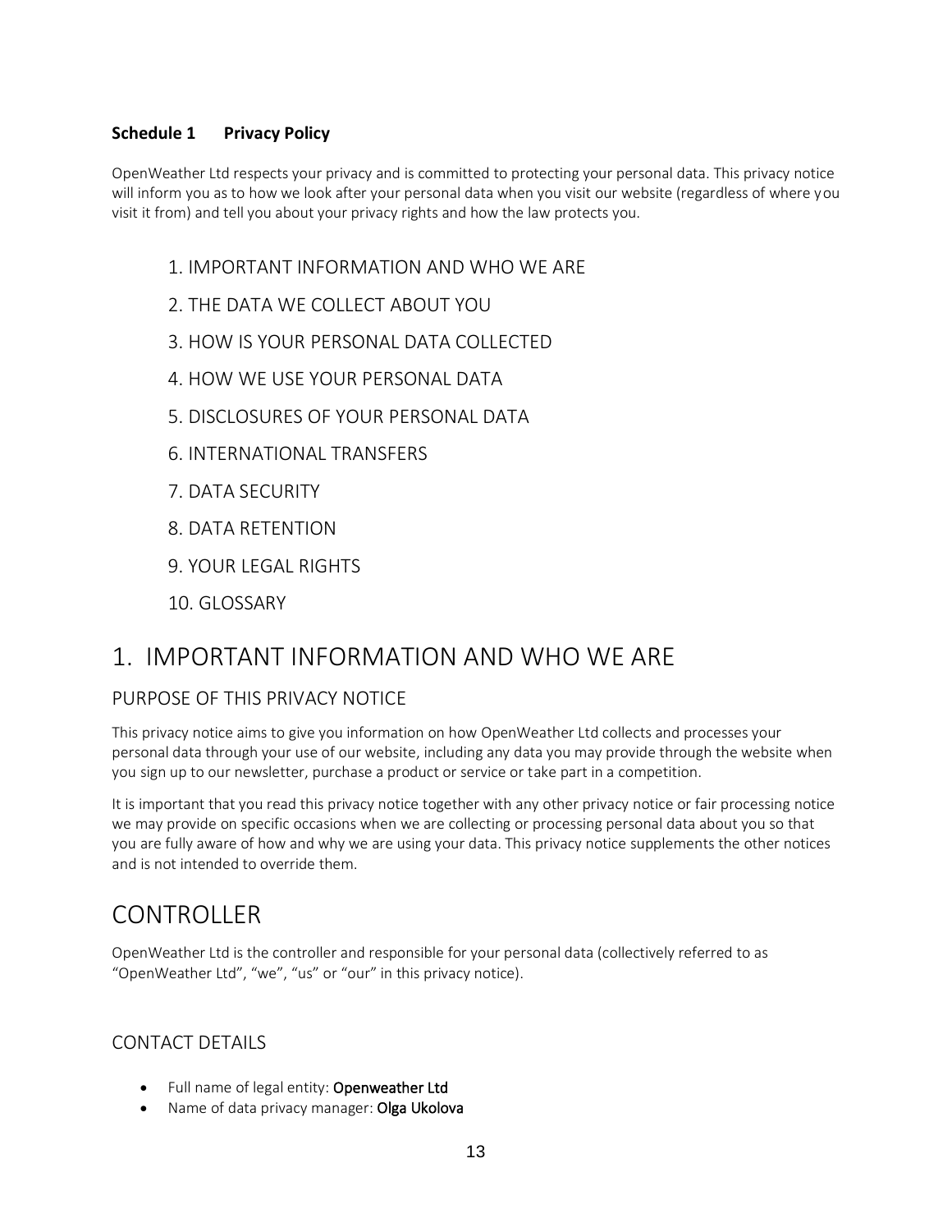**Schedule 1 Privacy Policy**

OpenWeather Ltd respects your privacy and is committed to protecting your personal data. This privacy notice will inform you as to how we look after your personal data when you visit our website (regardless of where you visit it from) and tell you about your privacy rights and how the law protects you.

1. IMPORTANT INFORMATION AND WHO WE ARE
2. THE DATA WE COLLECT ABOUT YOU
3. HOW IS YOUR PERSONAL DATA COLLECTED
4. HOW WE USE YOUR PERSONAL DATA
5. DISCLOSURES OF YOUR PERSONAL DATA
6. INTERNATIONAL TRANSFERS
7. DATA SECURITY
8. DATA RETENTION
9. YOUR LEGAL RIGHTS
10. GLOSSARY

# 1. IMPORTANT INFORMATION AND WHO WE ARE

## PURPOSE OF THIS PRIVACY NOTICE

This privacy notice aims to give you information on how OpenWeather Ltd collects and processes your personal data through your use of our website, including any data you may provide through the website when you sign up to our newsletter, purchase a product or service or take part in a competition.

It is important that you read this privacy notice together with any other privacy notice or fair processing notice we may provide on specific occasions when we are collecting or processing personal data about you so that you are fully aware of how and why we are using your data. This privacy notice supplements the other notices and is not intended to override them.

# CONTROLLER

OpenWeather Ltd is the controller and responsible for your personal data (collectively referred to as "OpenWeather Ltd", "we", "us" or "our" in this privacy notice).

## CONTACT DETAILS

- Full name of legal entity: Openweather Ltd
- Name of data privacy manager: Olga Ukolova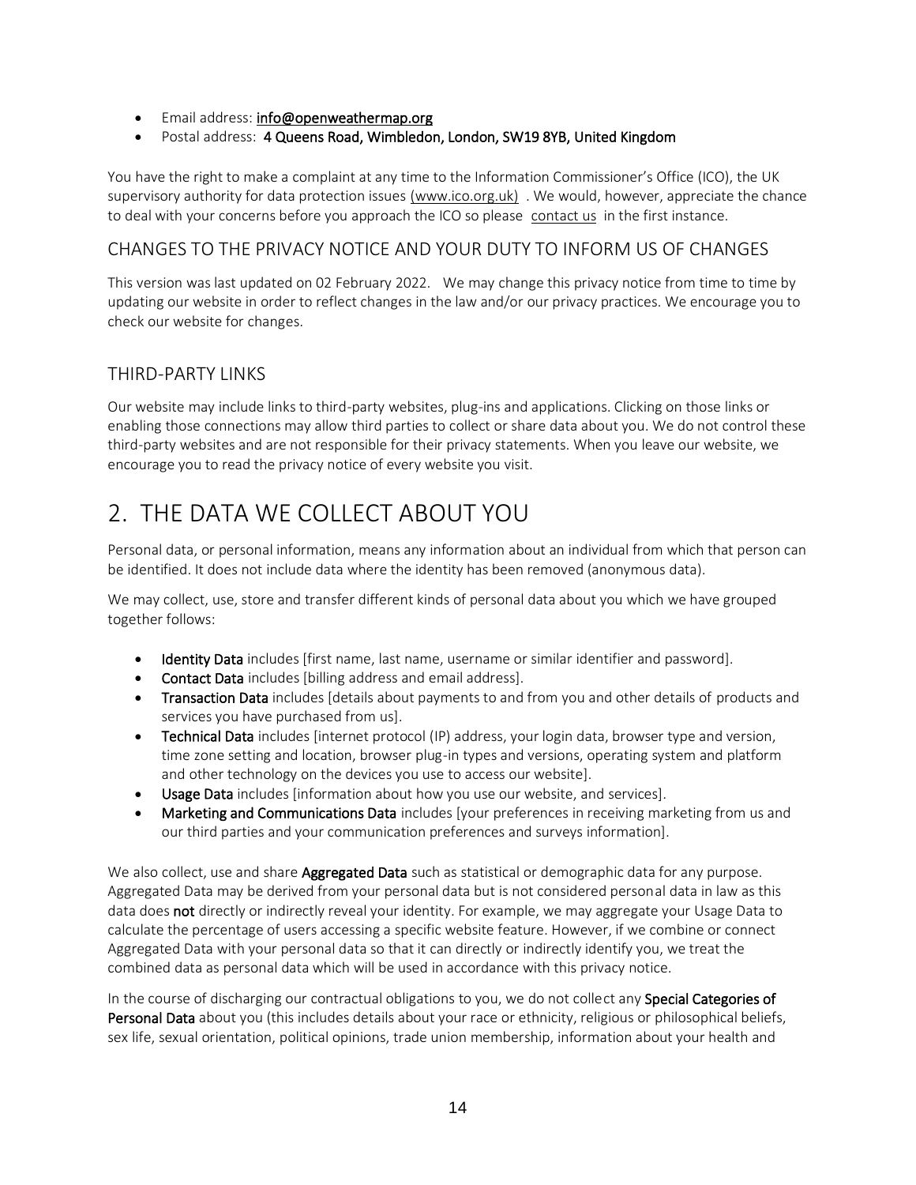- Email address: **info@openweathermap.org**
- Postal address: **4 Queens Road, Wimbledon, London, SW19 8YB, United Kingdom**

You have the right to make a complaint at any time to the Information Commissioner's Office (ICO), the UK supervisory authority for data protection issues (www.ico.org.uk) . We would, however, appreciate the chance to deal with your concerns before you approach the ICO so please contact us in the first instance.

### CHANGES TO THE PRIVACY NOTICE AND YOUR DUTY TO INFORM US OF CHANGES

This version was last updated on 02 February 2022. We may change this privacy notice from time to time by updating our website in order to reflect changes in the law and/or our privacy practices. We encourage you to check our website for changes.

### THIRD-PARTY LINKS

Our website may include links to third-party websites, plug-ins and applications. Clicking on those links or enabling those connections may allow third parties to collect or share data about you. We do not control these third-party websites and are not responsible for their privacy statements. When you leave our website, we encourage you to read the privacy notice of every website you visit.

## 2. THE DATA WE COLLECT ABOUT YOU

Personal data, or personal information, means any information about an individual from which that person can be identified. It does not include data where the identity has been removed (anonymous data).

We may collect, use, store and transfer different kinds of personal data about you which we have grouped together follows:

- **Identity Data** includes [first name, last name, username or similar identifier and password].
- **Contact Data** includes [billing address and email address].
- **Transaction Data** includes [details about payments to and from you and other details of products and services you have purchased from us].
- **Technical Data** includes [internet protocol (IP) address, your login data, browser type and version, time zone setting and location, browser plug-in types and versions, operating system and platform and other technology on the devices you use to access our website].
- **Usage Data** includes [information about how you use our website, and services].
- **Marketing and Communications Data** includes [your preferences in receiving marketing from us and our third parties and your communication preferences and surveys information].

We also collect, use and share **Aggregated Data** such as statistical or demographic data for any purpose. Aggregated Data may be derived from your personal data but is not considered personal data in law as this data does **not** directly or indirectly reveal your identity. For example, we may aggregate your Usage Data to calculate the percentage of users accessing a specific website feature. However, if we combine or connect Aggregated Data with your personal data so that it can directly or indirectly identify you, we treat the combined data as personal data which will be used in accordance with this privacy notice.

In the course of discharging our contractual obligations to you, we do not collect any **Special Categories of Personal Data** about you (this includes details about your race or ethnicity, religious or philosophical beliefs, sex life, sexual orientation, political opinions, trade union membership, information about your health and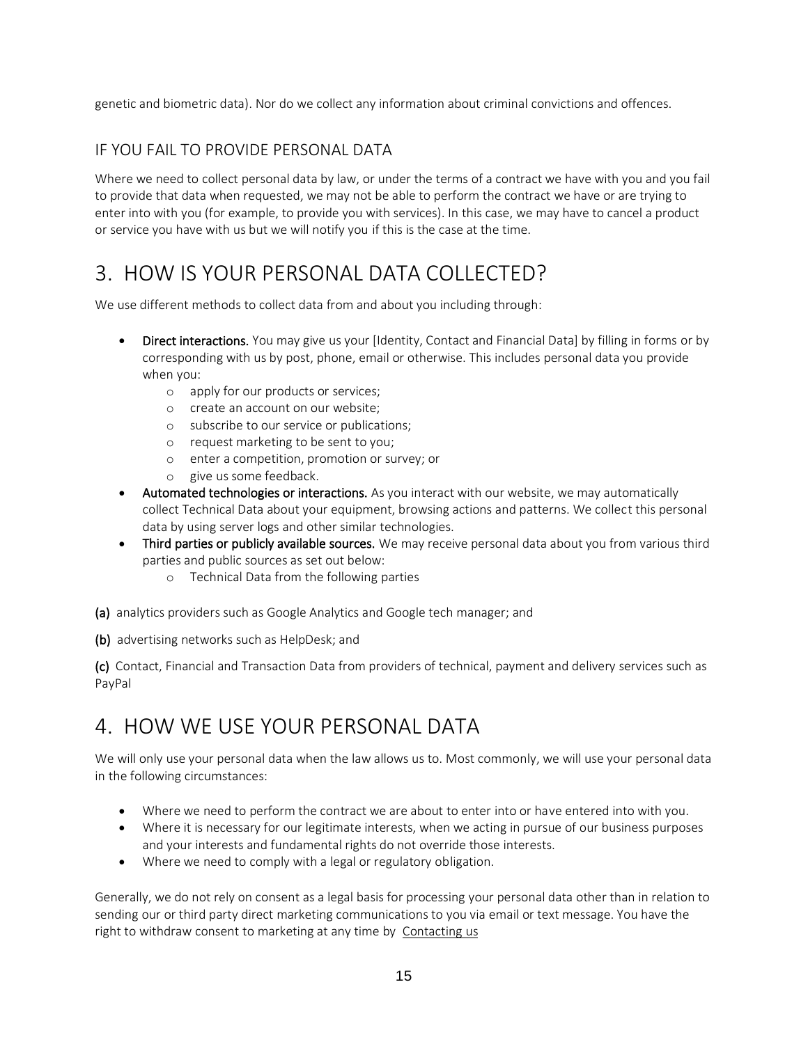genetic and biometric data). Nor do we collect any information about criminal convictions and offences.

### IF YOU FAIL TO PROVIDE PERSONAL DATA

Where we need to collect personal data by law, or under the terms of a contract we have with you and you fail to provide that data when requested, we may not be able to perform the contract we have or are trying to enter into with you (for example, to provide you with services). In this case, we may have to cancel a product or service you have with us but we will notify you if this is the case at the time.

## 3. HOW IS YOUR PERSONAL DATA COLLECTED?

We use different methods to collect data from and about you including through:

- **Direct interactions.** You may give us your [Identity, Contact and Financial Data] by filling in forms or by corresponding with us by post, phone, email or otherwise. This includes personal data you provide when you:
    - apply for our products or services;
    - create an account on our website;
    - subscribe to our service or publications;
    - request marketing to be sent to you;
    - enter a competition, promotion or survey; or
    - give us some feedback.
- **Automated technologies or interactions.** As you interact with our website, we may automatically collect Technical Data about your equipment, browsing actions and patterns. We collect this personal data by using server logs and other similar technologies.
- **Third parties or publicly available sources.** We may receive personal data about you from various third parties and public sources as set out below:
    - Technical Data from the following parties

**(a)** analytics providers such as Google Analytics and Google tech manager; and

**(b)** advertising networks such as HelpDesk; and

**(c)** Contact, Financial and Transaction Data from providers of technical, payment and delivery services such as PayPal

## 4. HOW WE USE YOUR PERSONAL DATA

We will only use your personal data when the law allows us to. Most commonly, we will use your personal data in the following circumstances:

- Where we need to perform the contract we are about to enter into or have entered into with you.
- Where it is necessary for our legitimate interests, when we acting in pursue of our business purposes and your interests and fundamental rights do not override those interests.
- Where we need to comply with a legal or regulatory obligation.

Generally, we do not rely on consent as a legal basis for processing your personal data other than in relation to sending our or third party direct marketing communications to you via email or text message. You have the right to withdraw consent to marketing at any time by Contacting us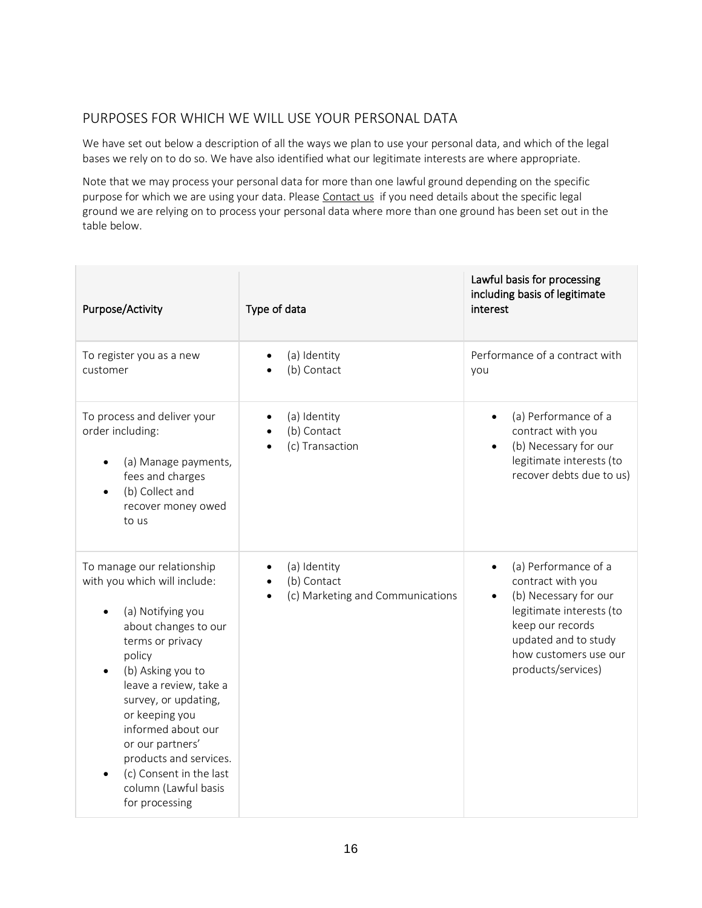## PURPOSES FOR WHICH WE WILL USE YOUR PERSONAL DATA

We have set out below a description of all the ways we plan to use your personal data, and which of the legal bases we rely on to do so. We have also identified what our legitimate interests are where appropriate.

Note that we may process your personal data for more than one lawful ground depending on the specific purpose for which we are using your data. Please Contact us if you need details about the specific legal ground we are relying on to process your personal data where more than one ground has been set out in the table below.

| Purpose/Activity | Type of data | Lawful basis for processing including basis of legitimate interest |
|---|---|---|
| To register you as a new customer | • (a) Identity<br>• (b) Contact | Performance of a contract with you |
| To process and deliver your order including:<br>• (a) Manage payments, fees and charges<br>• (b) Collect and recover money owed to us | • (a) Identity<br>• (b) Contact<br>• (c) Transaction | • (a) Performance of a contract with you<br>• (b) Necessary for our legitimate interests (to recover debts due to us) |
| To manage our relationship with you which will include:<br>• (a) Notifying you about changes to our terms or privacy policy<br>• (b) Asking you to leave a review, take a survey, or updating, or keeping you informed about our or our partners' products and services.<br>• (c) Consent in the last column (Lawful basis for processing | • (a) Identity<br>• (b) Contact<br>• (c) Marketing and Communications | • (a) Performance of a contract with you<br>• (b) Necessary for our legitimate interests (to keep our records updated and to study how customers use our products/services) |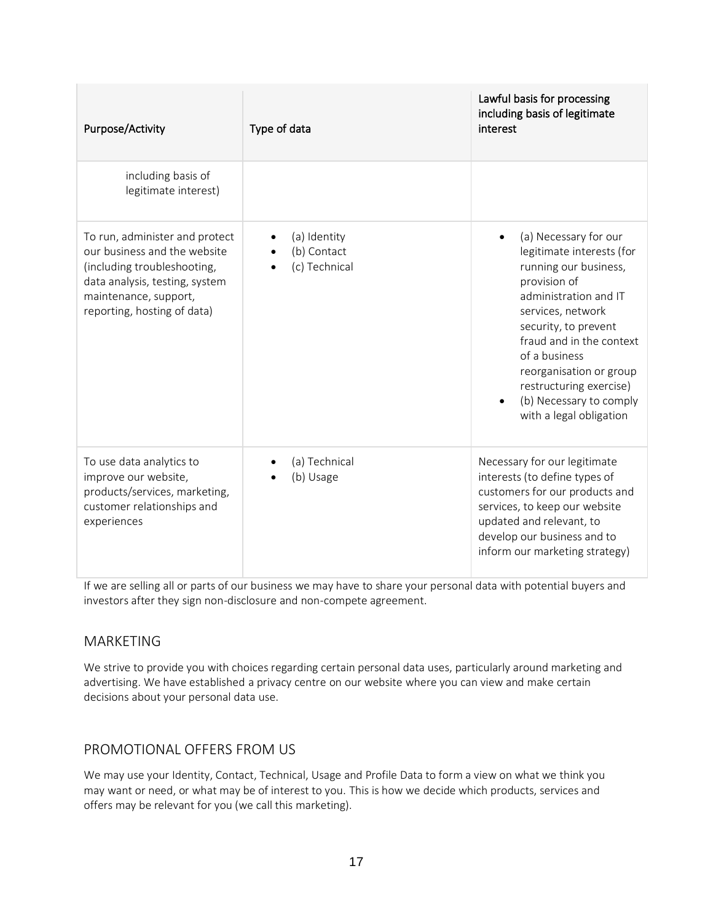| Purpose/Activity | Type of data | Lawful basis for processing including basis of legitimate interest |
| --- | --- | --- |
| including basis of legitimate interest) | | |
| To run, administer and protect our business and the website (including troubleshooting, data analysis, testing, system maintenance, support, reporting, hosting of data) | • (a) Identity<br>• (b) Contact<br>• (c) Technical | • (a) Necessary for our legitimate interests (for running our business, provision of administration and IT services, network security, to prevent fraud and in the context of a business reorganisation or group restructuring exercise)<br>• (b) Necessary to comply with a legal obligation |
| To use data analytics to improve our website, products/services, marketing, customer relationships and experiences | • (a) Technical<br>• (b) Usage | Necessary for our legitimate interests (to define types of customers for our products and services, to keep our website updated and relevant, to develop our business and to inform our marketing strategy) |

If we are selling all or parts of our business we may have to share your personal data with potential buyers and investors after they sign non-disclosure and non-compete agreement.

## MARKETING

We strive to provide you with choices regarding certain personal data uses, particularly around marketing and advertising. We have established a privacy centre on our website where you can view and make certain decisions about your personal data use.

## PROMOTIONAL OFFERS FROM US

We may use your Identity, Contact, Technical, Usage and Profile Data to form a view on what we think you may want or need, or what may be of interest to you. This is how we decide which products, services and offers may be relevant for you (we call this marketing).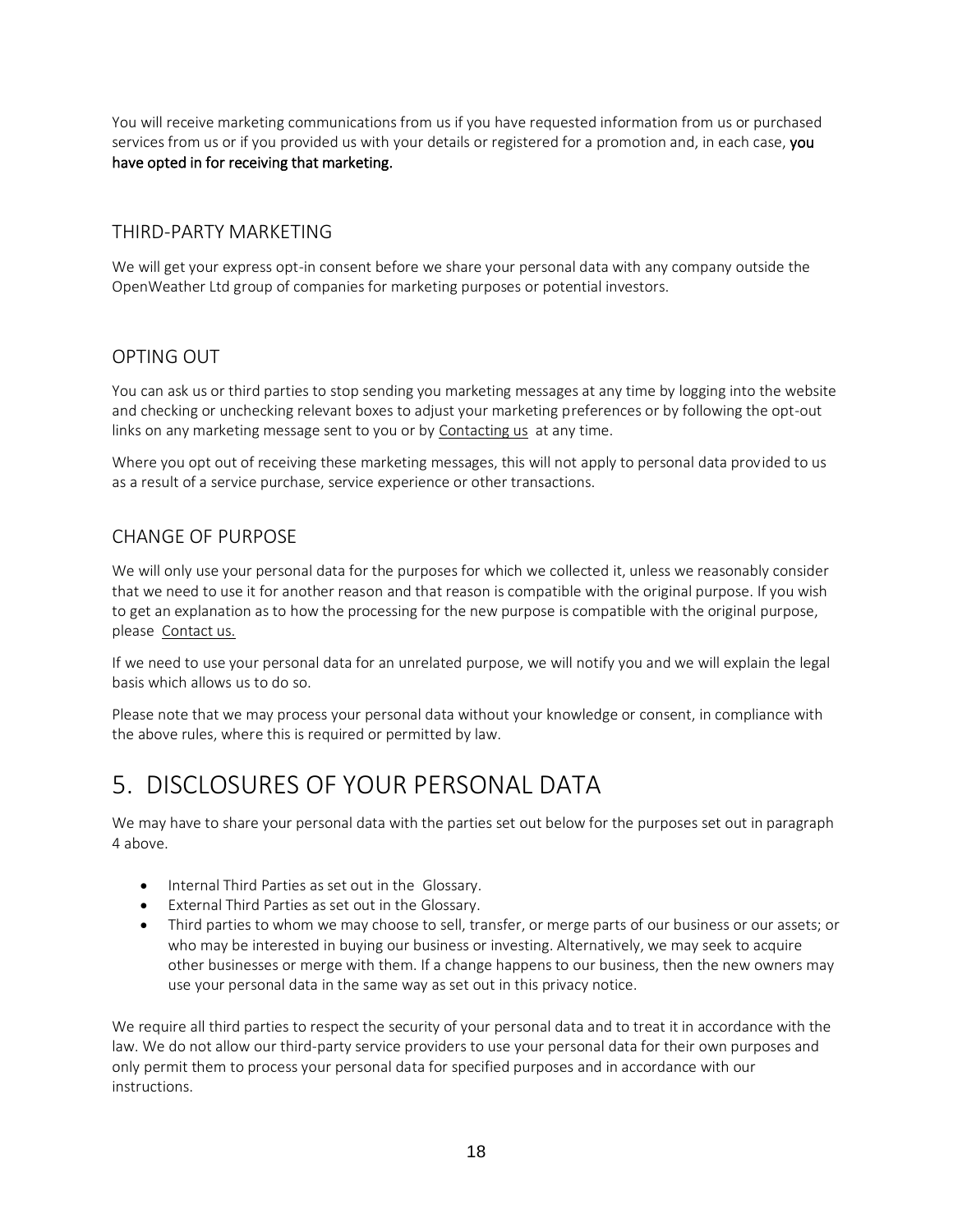You will receive marketing communications from us if you have requested information from us or purchased services from us or if you provided us with your details or registered for a promotion and, in each case, **you have opted in for receiving that marketing.**

### THIRD-PARTY MARKETING

We will get your express opt-in consent before we share your personal data with any company outside the OpenWeather Ltd group of companies for marketing purposes or potential investors.

### OPTING OUT

You can ask us or third parties to stop sending you marketing messages at any time by logging into the website and checking or unchecking relevant boxes to adjust your marketing preferences or by following the opt-out links on any marketing message sent to you or by Contacting us at any time.

Where you opt out of receiving these marketing messages, this will not apply to personal data provided to us as a result of a service purchase, service experience or other transactions.

### CHANGE OF PURPOSE

We will only use your personal data for the purposes for which we collected it, unless we reasonably consider that we need to use it for another reason and that reason is compatible with the original purpose. If you wish to get an explanation as to how the processing for the new purpose is compatible with the original purpose, please Contact us.

If we need to use your personal data for an unrelated purpose, we will notify you and we will explain the legal basis which allows us to do so.

Please note that we may process your personal data without your knowledge or consent, in compliance with the above rules, where this is required or permitted by law.

# 5. DISCLOSURES OF YOUR PERSONAL DATA

We may have to share your personal data with the parties set out below for the purposes set out in paragraph 4 above.

- Internal Third Parties as set out in the Glossary.
- External Third Parties as set out in the Glossary.
- Third parties to whom we may choose to sell, transfer, or merge parts of our business or our assets; or who may be interested in buying our business or investing. Alternatively, we may seek to acquire other businesses or merge with them. If a change happens to our business, then the new owners may use your personal data in the same way as set out in this privacy notice.

We require all third parties to respect the security of your personal data and to treat it in accordance with the law. We do not allow our third-party service providers to use your personal data for their own purposes and only permit them to process your personal data for specified purposes and in accordance with our instructions.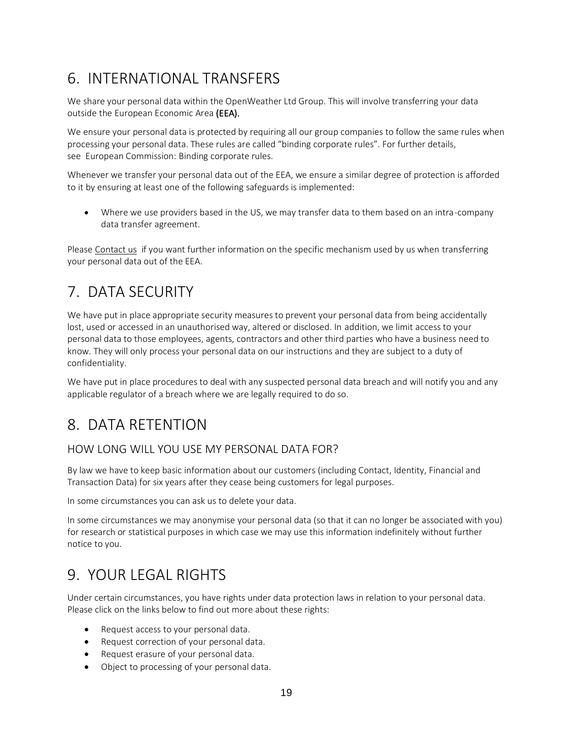# 6. INTERNATIONAL TRANSFERS

We share your personal data within the OpenWeather Ltd Group. This will involve transferring your data outside the European Economic Area **(EEA).**

We ensure your personal data is protected by requiring all our group companies to follow the same rules when processing your personal data. These rules are called "binding corporate rules". For further details, see European Commission: Binding corporate rules.

Whenever we transfer your personal data out of the EEA, we ensure a similar degree of protection is afforded to it by ensuring at least one of the following safeguards is implemented:

- Where we use providers based in the US, we may transfer data to them based on an intra-company data transfer agreement.

Please Contact us if you want further information on the specific mechanism used by us when transferring your personal data out of the EEA.

# 7. DATA SECURITY

We have put in place appropriate security measures to prevent your personal data from being accidentally lost, used or accessed in an unauthorised way, altered or disclosed. In addition, we limit access to your personal data to those employees, agents, contractors and other third parties who have a business need to know. They will only process your personal data on our instructions and they are subject to a duty of confidentiality.

We have put in place procedures to deal with any suspected personal data breach and will notify you and any applicable regulator of a breach where we are legally required to do so.

# 8. DATA RETENTION

## HOW LONG WILL YOU USE MY PERSONAL DATA FOR?

By law we have to keep basic information about our customers (including Contact, Identity, Financial and Transaction Data) for six years after they cease being customers for legal purposes.

In some circumstances you can ask us to delete your data.

In some circumstances we may anonymise your personal data (so that it can no longer be associated with you) for research or statistical purposes in which case we may use this information indefinitely without further notice to you.

# 9. YOUR LEGAL RIGHTS

Under certain circumstances, you have rights under data protection laws in relation to your personal data. Please click on the links below to find out more about these rights:

- Request access to your personal data.
- Request correction of your personal data.
- Request erasure of your personal data.
- Object to processing of your personal data.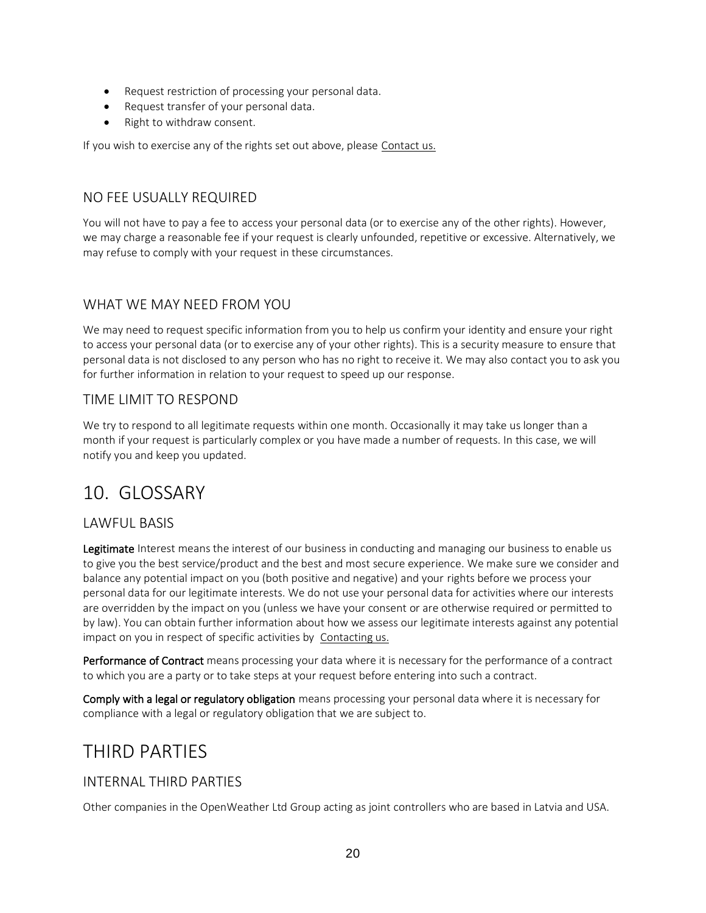- Request restriction of processing your personal data.
- Request transfer of your personal data.
- Right to withdraw consent.

If you wish to exercise any of the rights set out above, please Contact us.

### NO FEE USUALLY REQUIRED

You will not have to pay a fee to access your personal data (or to exercise any of the other rights). However, we may charge a reasonable fee if your request is clearly unfounded, repetitive or excessive. Alternatively, we may refuse to comply with your request in these circumstances.

### WHAT WE MAY NEED FROM YOU

We may need to request specific information from you to help us confirm your identity and ensure your right to access your personal data (or to exercise any of your other rights). This is a security measure to ensure that personal data is not disclosed to any person who has no right to receive it. We may also contact you to ask you for further information in relation to your request to speed up our response.

### TIME LIMIT TO RESPOND

We try to respond to all legitimate requests within one month. Occasionally it may take us longer than a month if your request is particularly complex or you have made a number of requests. In this case, we will notify you and keep you updated.

## 10. GLOSSARY

### LAWFUL BASIS

**Legitimate** Interest means the interest of our business in conducting and managing our business to enable us to give you the best service/product and the best and most secure experience. We make sure we consider and balance any potential impact on you (both positive and negative) and your rights before we process your personal data for our legitimate interests. We do not use your personal data for activities where our interests are overridden by the impact on you (unless we have your consent or are otherwise required or permitted to by law). You can obtain further information about how we assess our legitimate interests against any potential impact on you in respect of specific activities by Contacting us.

**Performance of Contract** means processing your data where it is necessary for the performance of a contract to which you are a party or to take steps at your request before entering into such a contract.

**Comply with a legal or regulatory obligation** means processing your personal data where it is necessary for compliance with a legal or regulatory obligation that we are subject to.

## THIRD PARTIES

### INTERNAL THIRD PARTIES

Other companies in the OpenWeather Ltd Group acting as joint controllers who are based in Latvia and USA.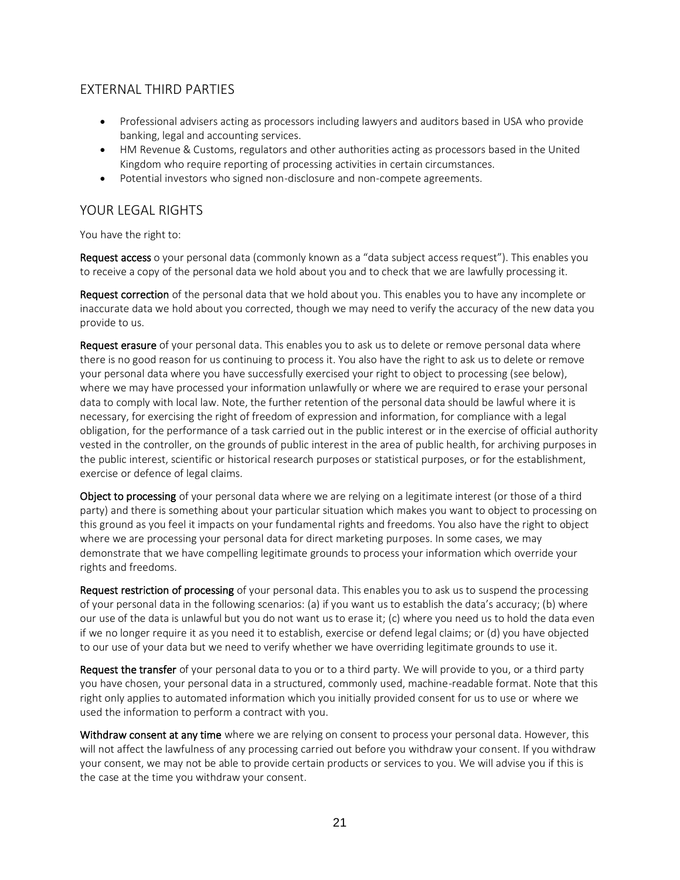## EXTERNAL THIRD PARTIES

- Professional advisers acting as processors including lawyers and auditors based in USA who provide banking, legal and accounting services.
- HM Revenue & Customs, regulators and other authorities acting as processors based in the United Kingdom who require reporting of processing activities in certain circumstances.
- Potential investors who signed non-disclosure and non-compete agreements.

## YOUR LEGAL RIGHTS

You have the right to:

**Request access** o your personal data (commonly known as a "data subject access request"). This enables you to receive a copy of the personal data we hold about you and to check that we are lawfully processing it.

**Request correction** of the personal data that we hold about you. This enables you to have any incomplete or inaccurate data we hold about you corrected, though we may need to verify the accuracy of the new data you provide to us.

**Request erasure** of your personal data. This enables you to ask us to delete or remove personal data where there is no good reason for us continuing to process it. You also have the right to ask us to delete or remove your personal data where you have successfully exercised your right to object to processing (see below), where we may have processed your information unlawfully or where we are required to erase your personal data to comply with local law. Note, the further retention of the personal data should be lawful where it is necessary, for exercising the right of freedom of expression and information, for compliance with a legal obligation, for the performance of a task carried out in the public interest or in the exercise of official authority vested in the controller, on the grounds of public interest in the area of public health, for archiving purposes in the public interest, scientific or historical research purposes or statistical purposes, or for the establishment, exercise or defence of legal claims.

**Object to processing** of your personal data where we are relying on a legitimate interest (or those of a third party) and there is something about your particular situation which makes you want to object to processing on this ground as you feel it impacts on your fundamental rights and freedoms. You also have the right to object where we are processing your personal data for direct marketing purposes. In some cases, we may demonstrate that we have compelling legitimate grounds to process your information which override your rights and freedoms.

**Request restriction of processing** of your personal data. This enables you to ask us to suspend the processing of your personal data in the following scenarios: (a) if you want us to establish the data's accuracy; (b) where our use of the data is unlawful but you do not want us to erase it; (c) where you need us to hold the data even if we no longer require it as you need it to establish, exercise or defend legal claims; or (d) you have objected to our use of your data but we need to verify whether we have overriding legitimate grounds to use it.

**Request the transfer** of your personal data to you or to a third party. We will provide to you, or a third party you have chosen, your personal data in a structured, commonly used, machine-readable format. Note that this right only applies to automated information which you initially provided consent for us to use or where we used the information to perform a contract with you.

**Withdraw consent at any time** where we are relying on consent to process your personal data. However, this will not affect the lawfulness of any processing carried out before you withdraw your consent. If you withdraw your consent, we may not be able to provide certain products or services to you. We will advise you if this is the case at the time you withdraw your consent.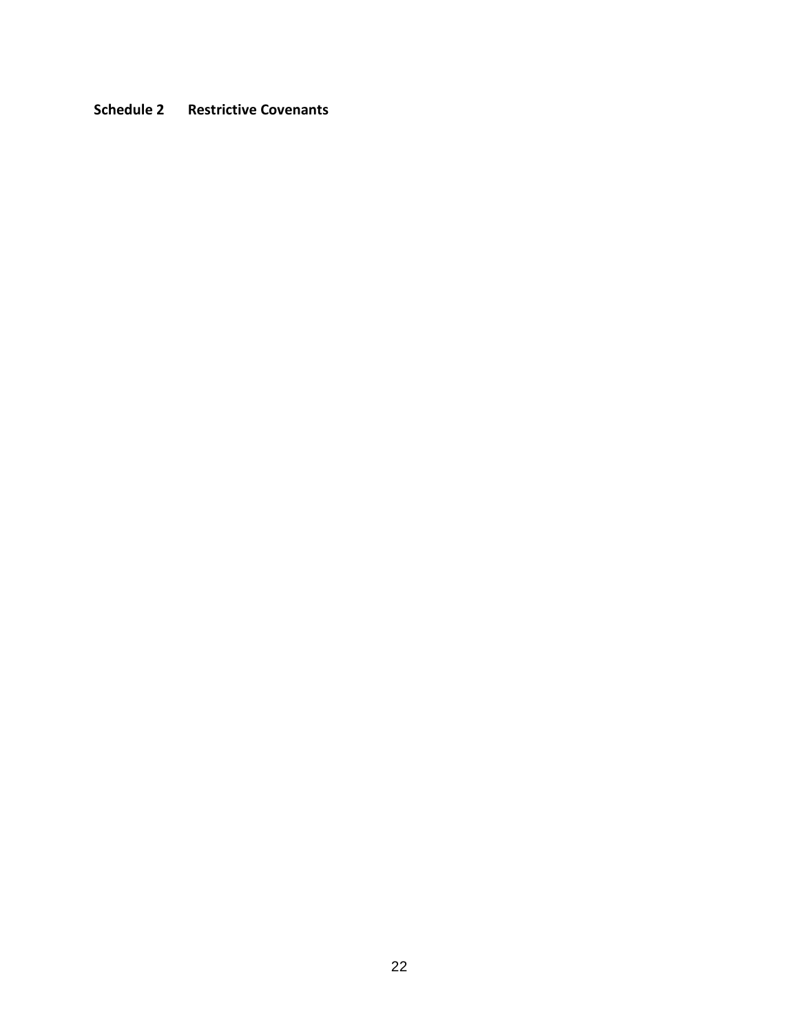**Schedule 2 Restrictive Covenants**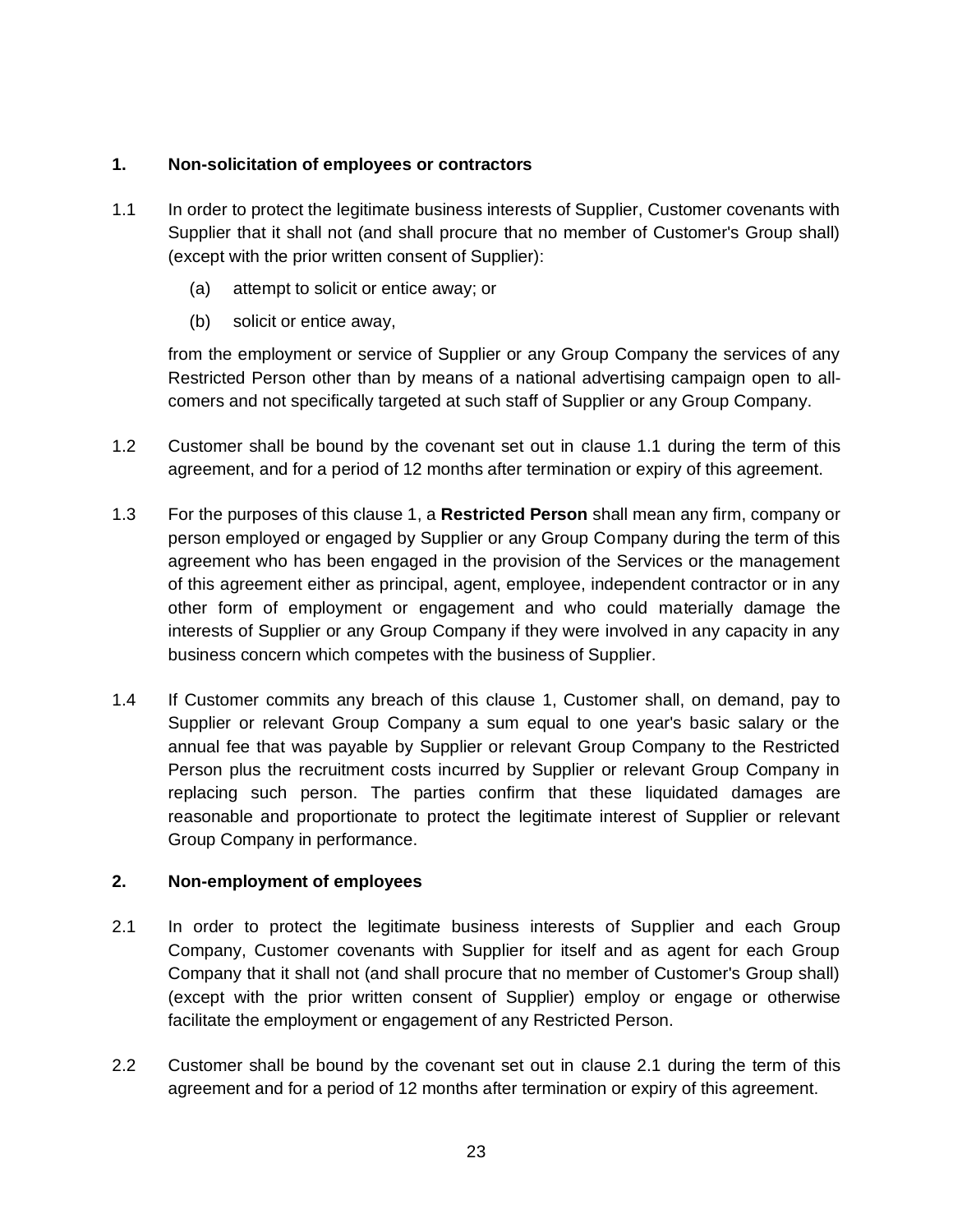## 1. Non-solicitation of employees or contractors

1.1 In order to protect the legitimate business interests of Supplier, Customer covenants with Supplier that it shall not (and shall procure that no member of Customer's Group shall) (except with the prior written consent of Supplier):

   (a) attempt to solicit or entice away; or

   (b) solicit or entice away,

   from the employment or service of Supplier or any Group Company the services of any Restricted Person other than by means of a national advertising campaign open to all-comers and not specifically targeted at such staff of Supplier or any Group Company.

1.2 Customer shall be bound by the covenant set out in clause 1.1 during the term of this agreement, and for a period of 12 months after termination or expiry of this agreement.

1.3 For the purposes of this clause 1, a **Restricted Person** shall mean any firm, company or person employed or engaged by Supplier or any Group Company during the term of this agreement who has been engaged in the provision of the Services or the management of this agreement either as principal, agent, employee, independent contractor or in any other form of employment or engagement and who could materially damage the interests of Supplier or any Group Company if they were involved in any capacity in any business concern which competes with the business of Supplier.

1.4 If Customer commits any breach of this clause 1, Customer shall, on demand, pay to Supplier or relevant Group Company a sum equal to one year's basic salary or the annual fee that was payable by Supplier or relevant Group Company to the Restricted Person plus the recruitment costs incurred by Supplier or relevant Group Company in replacing such person. The parties confirm that these liquidated damages are reasonable and proportionate to protect the legitimate interest of Supplier or relevant Group Company in performance.

## 2. Non-employment of employees

2.1 In order to protect the legitimate business interests of Supplier and each Group Company, Customer covenants with Supplier for itself and as agent for each Group Company that it shall not (and shall procure that no member of Customer's Group shall) (except with the prior written consent of Supplier) employ or engage or otherwise facilitate the employment or engagement of any Restricted Person.

2.2 Customer shall be bound by the covenant set out in clause 2.1 during the term of this agreement and for a period of 12 months after termination or expiry of this agreement.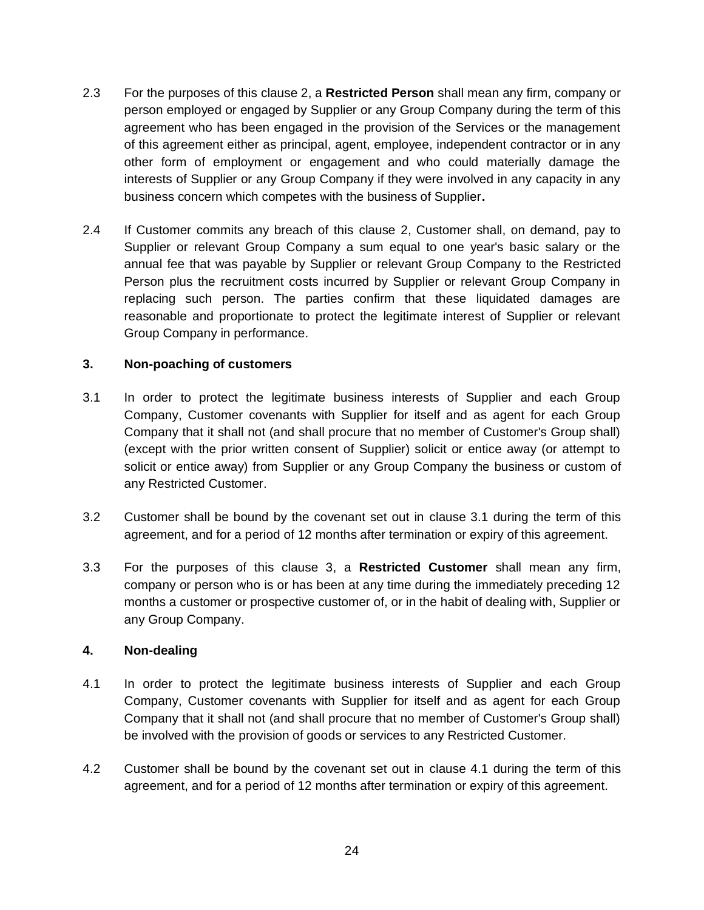2.3 For the purposes of this clause 2, a **Restricted Person** shall mean any firm, company or person employed or engaged by Supplier or any Group Company during the term of this agreement who has been engaged in the provision of the Services or the management of this agreement either as principal, agent, employee, independent contractor or in any other form of employment or engagement and who could materially damage the interests of Supplier or any Group Company if they were involved in any capacity in any business concern which competes with the business of Supplier**.**

2.4 If Customer commits any breach of this clause 2, Customer shall, on demand, pay to Supplier or relevant Group Company a sum equal to one year's basic salary or the annual fee that was payable by Supplier or relevant Group Company to the Restricted Person plus the recruitment costs incurred by Supplier or relevant Group Company in replacing such person. The parties confirm that these liquidated damages are reasonable and proportionate to protect the legitimate interest of Supplier or relevant Group Company in performance.

### 3. Non-poaching of customers

3.1 In order to protect the legitimate business interests of Supplier and each Group Company, Customer covenants with Supplier for itself and as agent for each Group Company that it shall not (and shall procure that no member of Customer's Group shall) (except with the prior written consent of Supplier) solicit or entice away (or attempt to solicit or entice away) from Supplier or any Group Company the business or custom of any Restricted Customer.

3.2 Customer shall be bound by the covenant set out in clause 3.1 during the term of this agreement, and for a period of 12 months after termination or expiry of this agreement.

3.3 For the purposes of this clause 3, a **Restricted Customer** shall mean any firm, company or person who is or has been at any time during the immediately preceding 12 months a customer or prospective customer of, or in the habit of dealing with, Supplier or any Group Company.

### 4. Non-dealing

4.1 In order to protect the legitimate business interests of Supplier and each Group Company, Customer covenants with Supplier for itself and as agent for each Group Company that it shall not (and shall procure that no member of Customer's Group shall) be involved with the provision of goods or services to any Restricted Customer.

4.2 Customer shall be bound by the covenant set out in clause 4.1 during the term of this agreement, and for a period of 12 months after termination or expiry of this agreement.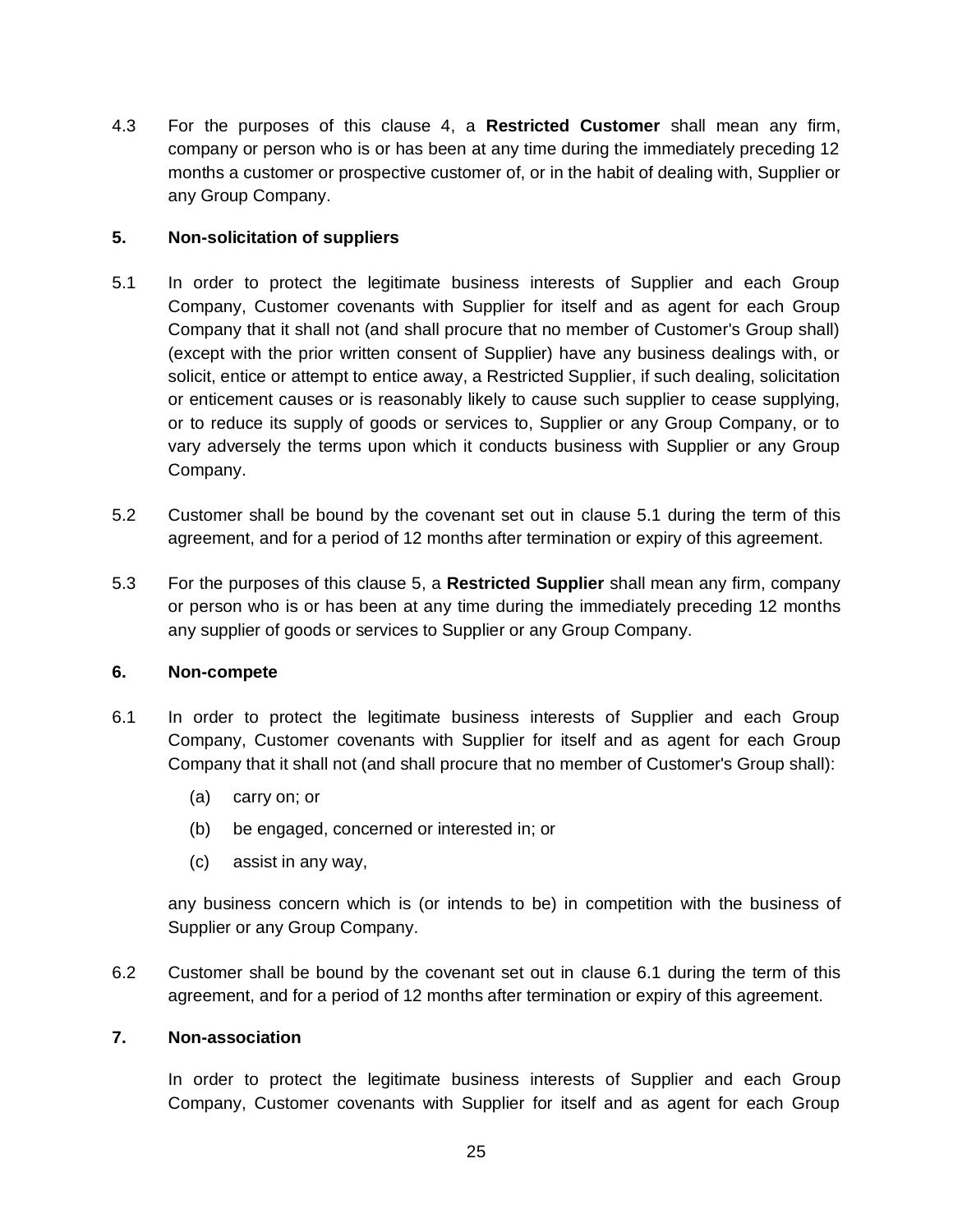4.3 For the purposes of this clause 4, a **Restricted Customer** shall mean any firm, company or person who is or has been at any time during the immediately preceding 12 months a customer or prospective customer of, or in the habit of dealing with, Supplier or any Group Company.

**5. Non-solicitation of suppliers**

5.1 In order to protect the legitimate business interests of Supplier and each Group Company, Customer covenants with Supplier for itself and as agent for each Group Company that it shall not (and shall procure that no member of Customer's Group shall) (except with the prior written consent of Supplier) have any business dealings with, or solicit, entice or attempt to entice away, a Restricted Supplier, if such dealing, solicitation or enticement causes or is reasonably likely to cause such supplier to cease supplying, or to reduce its supply of goods or services to, Supplier or any Group Company, or to vary adversely the terms upon which it conducts business with Supplier or any Group Company.

5.2 Customer shall be bound by the covenant set out in clause 5.1 during the term of this agreement, and for a period of 12 months after termination or expiry of this agreement.

5.3 For the purposes of this clause 5, a **Restricted Supplier** shall mean any firm, company or person who is or has been at any time during the immediately preceding 12 months any supplier of goods or services to Supplier or any Group Company.

**6. Non-compete**

6.1 In order to protect the legitimate business interests of Supplier and each Group Company, Customer covenants with Supplier for itself and as agent for each Group Company that it shall not (and shall procure that no member of Customer's Group shall):

(a) carry on; or

(b) be engaged, concerned or interested in; or

(c) assist in any way,

any business concern which is (or intends to be) in competition with the business of Supplier or any Group Company.

6.2 Customer shall be bound by the covenant set out in clause 6.1 during the term of this agreement, and for a period of 12 months after termination or expiry of this agreement.

**7. Non-association**

In order to protect the legitimate business interests of Supplier and each Group Company, Customer covenants with Supplier for itself and as agent for each Group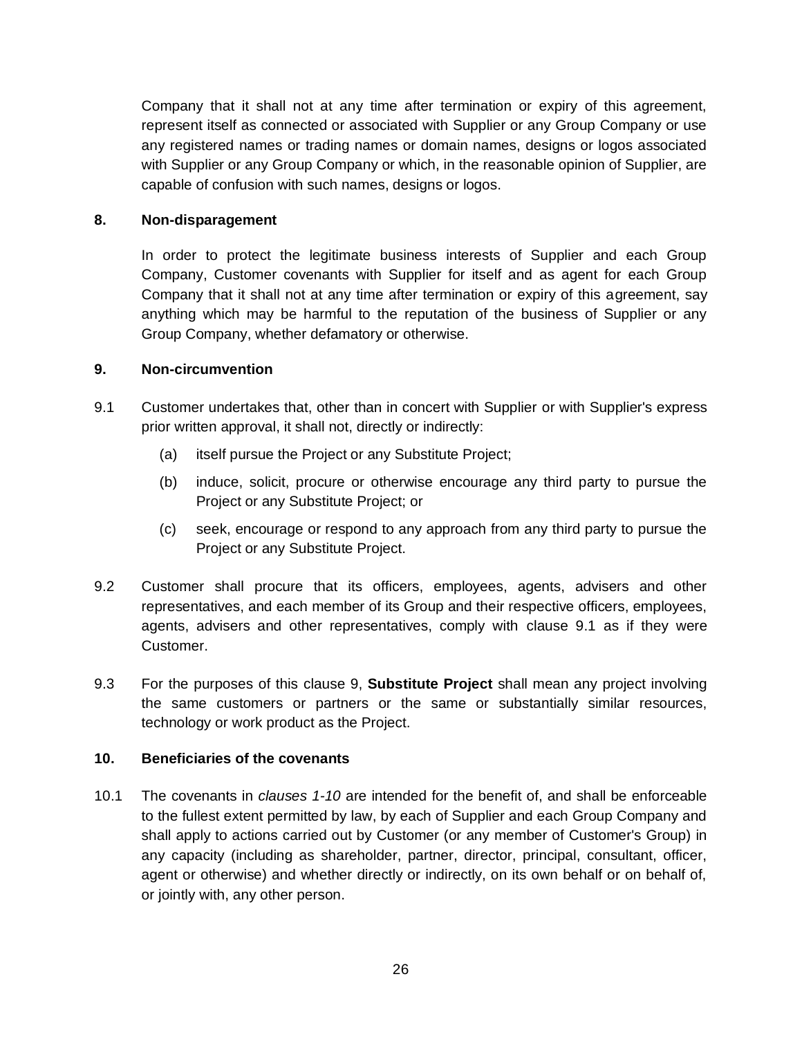Company that it shall not at any time after termination or expiry of this agreement, represent itself as connected or associated with Supplier or any Group Company or use any registered names or trading names or domain names, designs or logos associated with Supplier or any Group Company or which, in the reasonable opinion of Supplier, are capable of confusion with such names, designs or logos.

## 8. Non-disparagement

In order to protect the legitimate business interests of Supplier and each Group Company, Customer covenants with Supplier for itself and as agent for each Group Company that it shall not at any time after termination or expiry of this agreement, say anything which may be harmful to the reputation of the business of Supplier or any Group Company, whether defamatory or otherwise.

## 9. Non-circumvention

9.1 Customer undertakes that, other than in concert with Supplier or with Supplier's express prior written approval, it shall not, directly or indirectly:

(a) itself pursue the Project or any Substitute Project;

(b) induce, solicit, procure or otherwise encourage any third party to pursue the Project or any Substitute Project; or

(c) seek, encourage or respond to any approach from any third party to pursue the Project or any Substitute Project.

9.2 Customer shall procure that its officers, employees, agents, advisers and other representatives, and each member of its Group and their respective officers, employees, agents, advisers and other representatives, comply with clause 9.1 as if they were Customer.

9.3 For the purposes of this clause 9, **Substitute Project** shall mean any project involving the same customers or partners or the same or substantially similar resources, technology or work product as the Project.

## 10. Beneficiaries of the covenants

10.1 The covenants in *clauses 1-10* are intended for the benefit of, and shall be enforceable to the fullest extent permitted by law, by each of Supplier and each Group Company and shall apply to actions carried out by Customer (or any member of Customer's Group) in any capacity (including as shareholder, partner, director, principal, consultant, officer, agent or otherwise) and whether directly or indirectly, on its own behalf or on behalf of, or jointly with, any other person.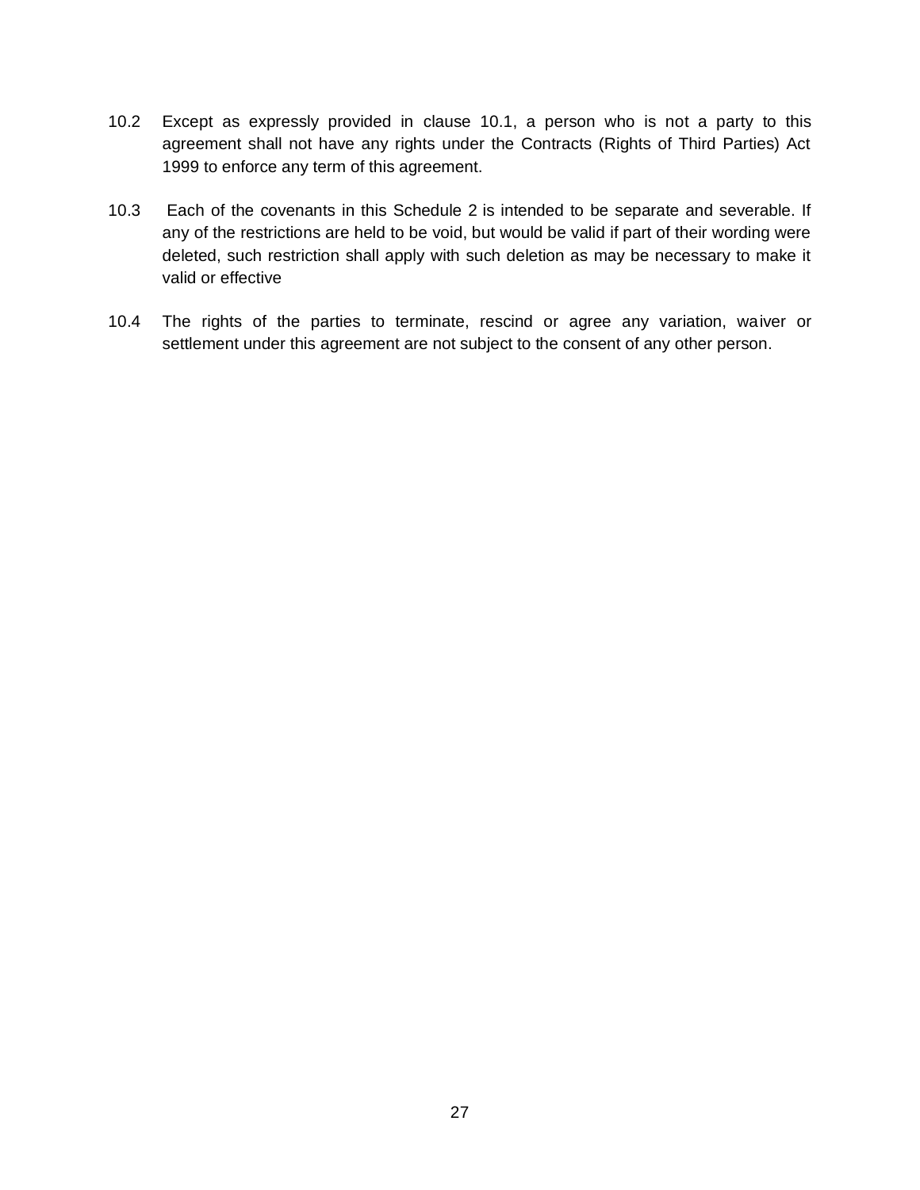10.2 Except as expressly provided in clause 10.1, a person who is not a party to this agreement shall not have any rights under the Contracts (Rights of Third Parties) Act 1999 to enforce any term of this agreement.

10.3 Each of the covenants in this Schedule 2 is intended to be separate and severable. If any of the restrictions are held to be void, but would be valid if part of their wording were deleted, such restriction shall apply with such deletion as may be necessary to make it valid or effective

10.4 The rights of the parties to terminate, rescind or agree any variation, waiver or settlement under this agreement are not subject to the consent of any other person.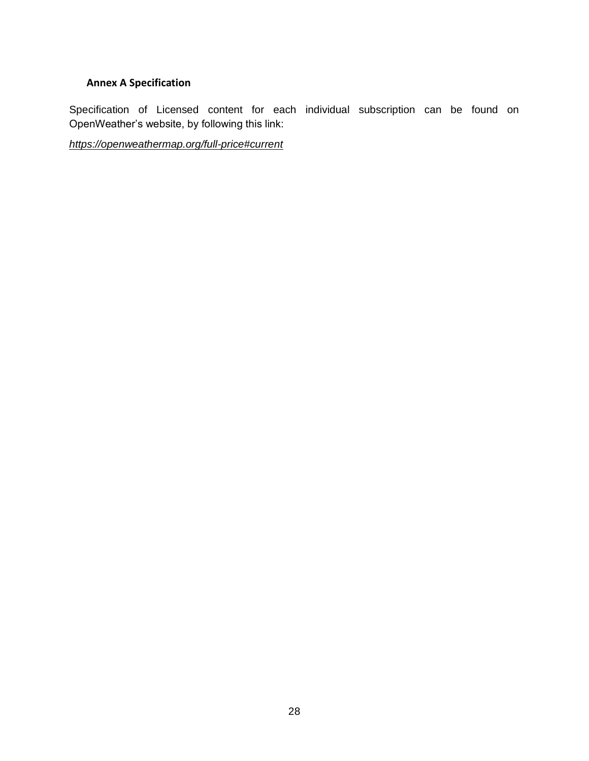## Annex A Specification

Specification of Licensed content for each individual subscription can be found on OpenWeather's website, by following this link:

*https://openweathermap.org/full-price#current*